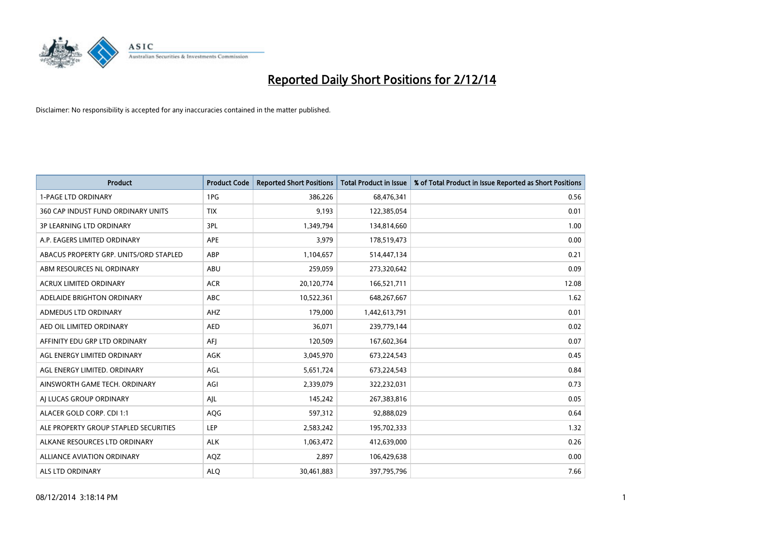# Reported Daily Short Positions for 2/12/14

Disclaimer: No responsibility is accepted for any inaccuracies contained in the matter published.

| Product | Product Code | Reported Short Positions | Total Product in Issue | % of Total Product in Issue Reported as Short Positions |
|---|---|---|---|---|
| 1-PAGE LTD ORDINARY | 1PG | 386,226 | 68,476,341 | 0.56 |
| 360 CAP INDUST FUND ORDINARY UNITS | TIX | 9,193 | 122,385,054 | 0.01 |
| 3P LEARNING LTD ORDINARY | 3PL | 1,349,794 | 134,814,660 | 1.00 |
| A.P. EAGERS LIMITED ORDINARY | APE | 3,979 | 178,519,473 | 0.00 |
| ABACUS PROPERTY GRP. UNITS/ORD STAPLED | ABP | 1,104,657 | 514,447,134 | 0.21 |
| ABM RESOURCES NL ORDINARY | ABU | 259,059 | 273,320,642 | 0.09 |
| ACRUX LIMITED ORDINARY | ACR | 20,120,774 | 166,521,711 | 12.08 |
| ADELAIDE BRIGHTON ORDINARY | ABC | 10,522,361 | 648,267,667 | 1.62 |
| ADMEDUS LTD ORDINARY | AHZ | 179,000 | 1,442,613,791 | 0.01 |
| AED OIL LIMITED ORDINARY | AED | 36,071 | 239,779,144 | 0.02 |
| AFFINITY EDU GRP LTD ORDINARY | AFJ | 120,509 | 167,602,364 | 0.07 |
| AGL ENERGY LIMITED ORDINARY | AGK | 3,045,970 | 673,224,543 | 0.45 |
| AGL ENERGY LIMITED. ORDINARY | AGL | 5,651,724 | 673,224,543 | 0.84 |
| AINSWORTH GAME TECH. ORDINARY | AGI | 2,339,079 | 322,232,031 | 0.73 |
| AJ LUCAS GROUP ORDINARY | AJL | 145,242 | 267,383,816 | 0.05 |
| ALACER GOLD CORP. CDI 1:1 | AQG | 597,312 | 92,888,029 | 0.64 |
| ALE PROPERTY GROUP STAPLED SECURITIES | LEP | 2,583,242 | 195,702,333 | 1.32 |
| ALKANE RESOURCES LTD ORDINARY | ALK | 1,063,472 | 412,639,000 | 0.26 |
| ALLIANCE AVIATION ORDINARY | AQZ | 2,897 | 106,429,638 | 0.00 |
| ALS LTD ORDINARY | ALQ | 30,461,883 | 397,795,796 | 7.66 |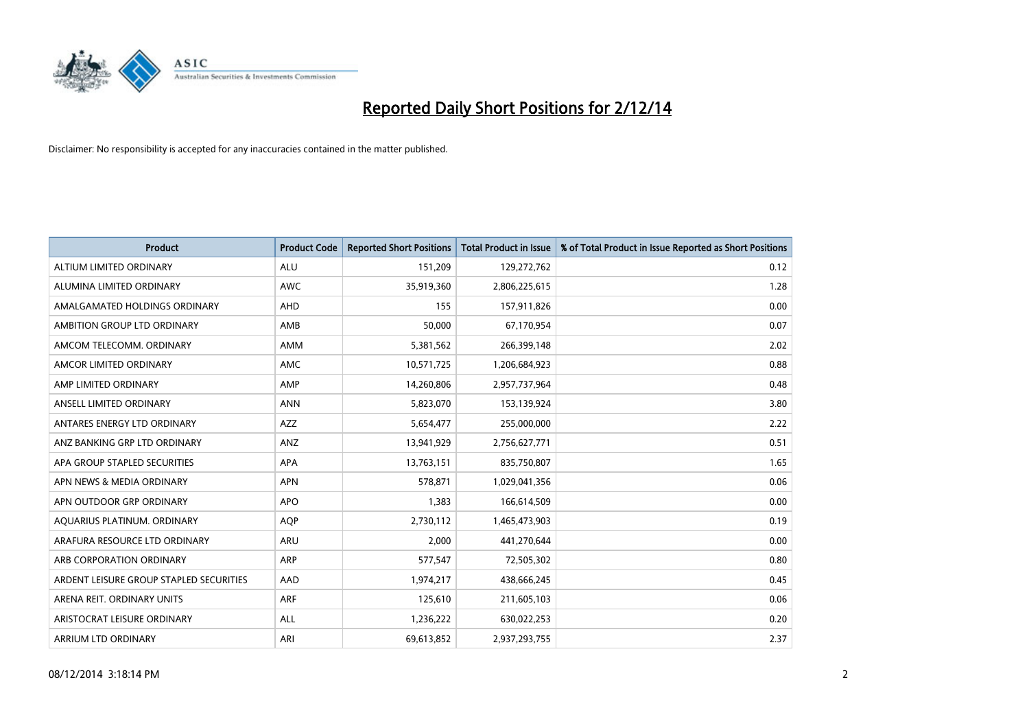# Reported Daily Short Positions for 2/12/14

Disclaimer: No responsibility is accepted for any inaccuracies contained in the matter published.

| Product | Product Code | Reported Short Positions | Total Product in Issue | % of Total Product in Issue Reported as Short Positions |
|---|---|---|---|---|
| ALTIUM LIMITED ORDINARY | ALU | 151,209 | 129,272,762 | 0.12 |
| ALUMINA LIMITED ORDINARY | AWC | 35,919,360 | 2,806,225,615 | 1.28 |
| AMALGAMATED HOLDINGS ORDINARY | AHD | 155 | 157,911,826 | 0.00 |
| AMBITION GROUP LTD ORDINARY | AMB | 50,000 | 67,170,954 | 0.07 |
| AMCOM TELECOMM. ORDINARY | AMM | 5,381,562 | 266,399,148 | 2.02 |
| AMCOR LIMITED ORDINARY | AMC | 10,571,725 | 1,206,684,923 | 0.88 |
| AMP LIMITED ORDINARY | AMP | 14,260,806 | 2,957,737,964 | 0.48 |
| ANSELL LIMITED ORDINARY | ANN | 5,823,070 | 153,139,924 | 3.80 |
| ANTARES ENERGY LTD ORDINARY | AZZ | 5,654,477 | 255,000,000 | 2.22 |
| ANZ BANKING GRP LTD ORDINARY | ANZ | 13,941,929 | 2,756,627,771 | 0.51 |
| APA GROUP STAPLED SECURITIES | APA | 13,763,151 | 835,750,807 | 1.65 |
| APN NEWS & MEDIA ORDINARY | APN | 578,871 | 1,029,041,356 | 0.06 |
| APN OUTDOOR GRP ORDINARY | APO | 1,383 | 166,614,509 | 0.00 |
| AQUARIUS PLATINUM. ORDINARY | AQP | 2,730,112 | 1,465,473,903 | 0.19 |
| ARAFURA RESOURCE LTD ORDINARY | ARU | 2,000 | 441,270,644 | 0.00 |
| ARB CORPORATION ORDINARY | ARP | 577,547 | 72,505,302 | 0.80 |
| ARDENT LEISURE GROUP STAPLED SECURITIES | AAD | 1,974,217 | 438,666,245 | 0.45 |
| ARENA REIT. ORDINARY UNITS | ARF | 125,610 | 211,605,103 | 0.06 |
| ARISTOCRAT LEISURE ORDINARY | ALL | 1,236,222 | 630,022,253 | 0.20 |
| ARRIUM LTD ORDINARY | ARI | 69,613,852 | 2,937,293,755 | 2.37 |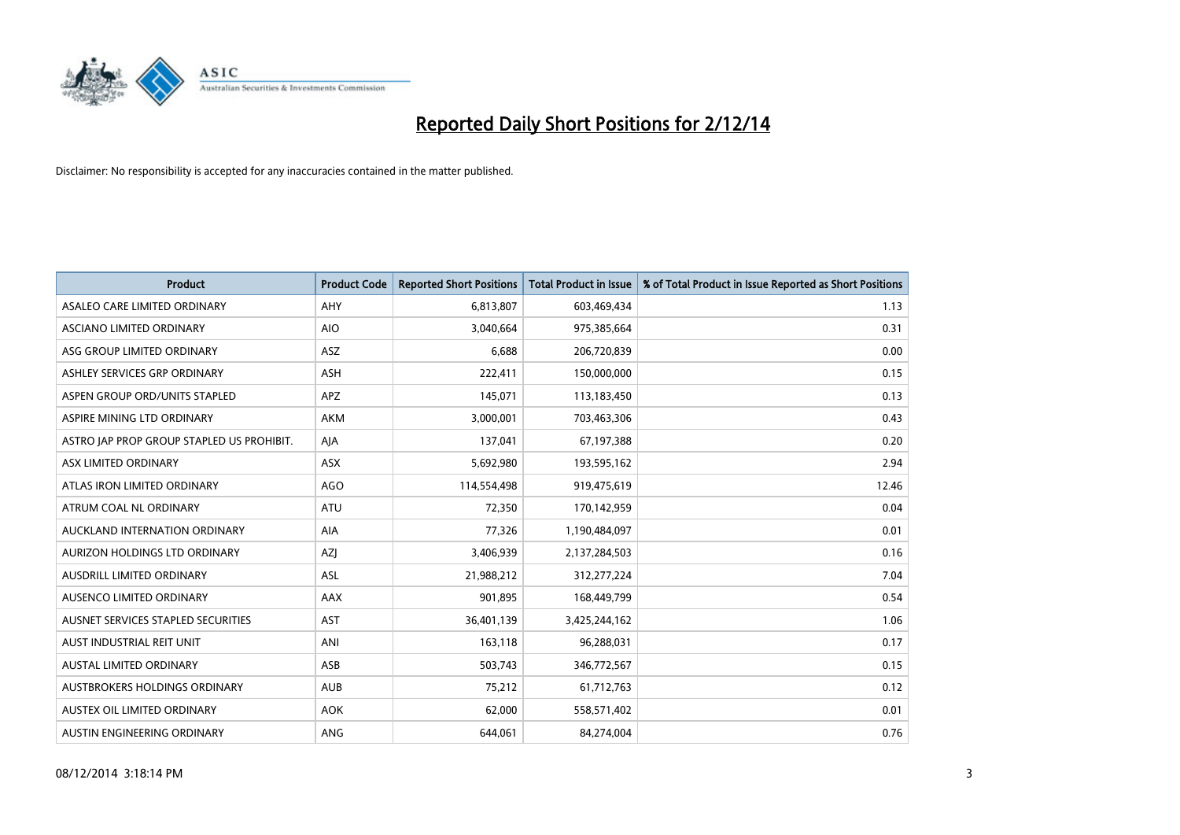# Reported Daily Short Positions for 2/12/14

Disclaimer: No responsibility is accepted for any inaccuracies contained in the matter published.

| Product | Product Code | Reported Short Positions | Total Product in Issue | % of Total Product in Issue Reported as Short Positions |
|---|---|---|---|---|
| ASALEO CARE LIMITED ORDINARY | AHY | 6,813,807 | 603,469,434 | 1.13 |
| ASCIANO LIMITED ORDINARY | AIO | 3,040,664 | 975,385,664 | 0.31 |
| ASG GROUP LIMITED ORDINARY | ASZ | 6,688 | 206,720,839 | 0.00 |
| ASHLEY SERVICES GRP ORDINARY | ASH | 222,411 | 150,000,000 | 0.15 |
| ASPEN GROUP ORD/UNITS STAPLED | APZ | 145,071 | 113,183,450 | 0.13 |
| ASPIRE MINING LTD ORDINARY | AKM | 3,000,001 | 703,463,306 | 0.43 |
| ASTRO JAP PROP GROUP STAPLED US PROHIBIT. | AJA | 137,041 | 67,197,388 | 0.20 |
| ASX LIMITED ORDINARY | ASX | 5,692,980 | 193,595,162 | 2.94 |
| ATLAS IRON LIMITED ORDINARY | AGO | 114,554,498 | 919,475,619 | 12.46 |
| ATRUM COAL NL ORDINARY | ATU | 72,350 | 170,142,959 | 0.04 |
| AUCKLAND INTERNATION ORDINARY | AIA | 77,326 | 1,190,484,097 | 0.01 |
| AURIZON HOLDINGS LTD ORDINARY | AZJ | 3,406,939 | 2,137,284,503 | 0.16 |
| AUSDRILL LIMITED ORDINARY | ASL | 21,988,212 | 312,277,224 | 7.04 |
| AUSENCO LIMITED ORDINARY | AAX | 901,895 | 168,449,799 | 0.54 |
| AUSNET SERVICES STAPLED SECURITIES | AST | 36,401,139 | 3,425,244,162 | 1.06 |
| AUST INDUSTRIAL REIT UNIT | ANI | 163,118 | 96,288,031 | 0.17 |
| AUSTAL LIMITED ORDINARY | ASB | 503,743 | 346,772,567 | 0.15 |
| AUSTBROKERS HOLDINGS ORDINARY | AUB | 75,212 | 61,712,763 | 0.12 |
| AUSTEX OIL LIMITED ORDINARY | AOK | 62,000 | 558,571,402 | 0.01 |
| AUSTIN ENGINEERING ORDINARY | ANG | 644,061 | 84,274,004 | 0.76 |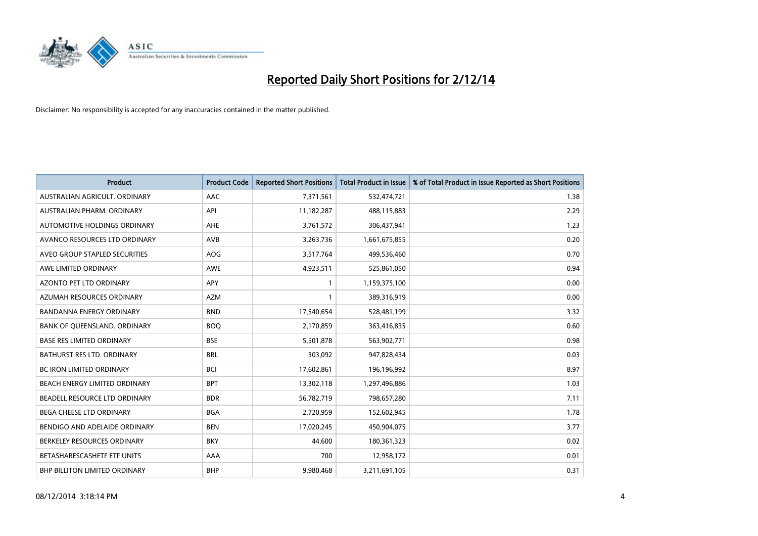# Reported Daily Short Positions for 2/12/14

Disclaimer: No responsibility is accepted for any inaccuracies contained in the matter published.

| Product | Product Code | Reported Short Positions | Total Product in Issue | % of Total Product in Issue Reported as Short Positions |
|---|---|---|---|---|
| AUSTRALIAN AGRICULT. ORDINARY | AAC | 7,371,561 | 532,474,721 | 1.38 |
| AUSTRALIAN PHARM. ORDINARY | API | 11,182,287 | 488,115,883 | 2.29 |
| AUTOMOTIVE HOLDINGS ORDINARY | AHE | 3,761,572 | 306,437,941 | 1.23 |
| AVANCO RESOURCES LTD ORDINARY | AVB | 3,263,736 | 1,661,675,855 | 0.20 |
| AVEO GROUP STAPLED SECURITIES | AOG | 3,517,764 | 499,536,460 | 0.70 |
| AWE LIMITED ORDINARY | AWE | 4,923,511 | 525,861,050 | 0.94 |
| AZONTO PET LTD ORDINARY | APY | 1 | 1,159,375,100 | 0.00 |
| AZUMAH RESOURCES ORDINARY | AZM | 1 | 389,316,919 | 0.00 |
| BANDANNA ENERGY ORDINARY | BND | 17,540,654 | 528,481,199 | 3.32 |
| BANK OF QUEENSLAND. ORDINARY | BOQ | 2,170,859 | 363,416,835 | 0.60 |
| BASE RES LIMITED ORDINARY | BSE | 5,501,878 | 563,902,771 | 0.98 |
| BATHURST RES LTD. ORDINARY | BRL | 303,092 | 947,828,434 | 0.03 |
| BC IRON LIMITED ORDINARY | BCI | 17,602,861 | 196,196,992 | 8.97 |
| BEACH ENERGY LIMITED ORDINARY | BPT | 13,302,118 | 1,297,496,886 | 1.03 |
| BEADELL RESOURCE LTD ORDINARY | BDR | 56,782,719 | 798,657,280 | 7.11 |
| BEGA CHEESE LTD ORDINARY | BGA | 2,720,959 | 152,602,945 | 1.78 |
| BENDIGO AND ADELAIDE ORDINARY | BEN | 17,020,245 | 450,904,075 | 3.77 |
| BERKELEY RESOURCES ORDINARY | BKY | 44,600 | 180,361,323 | 0.02 |
| BETASHARESCASHETF ETF UNITS | AAA | 700 | 12,958,172 | 0.01 |
| BHP BILLITON LIMITED ORDINARY | BHP | 9,980,468 | 3,211,691,105 | 0.31 |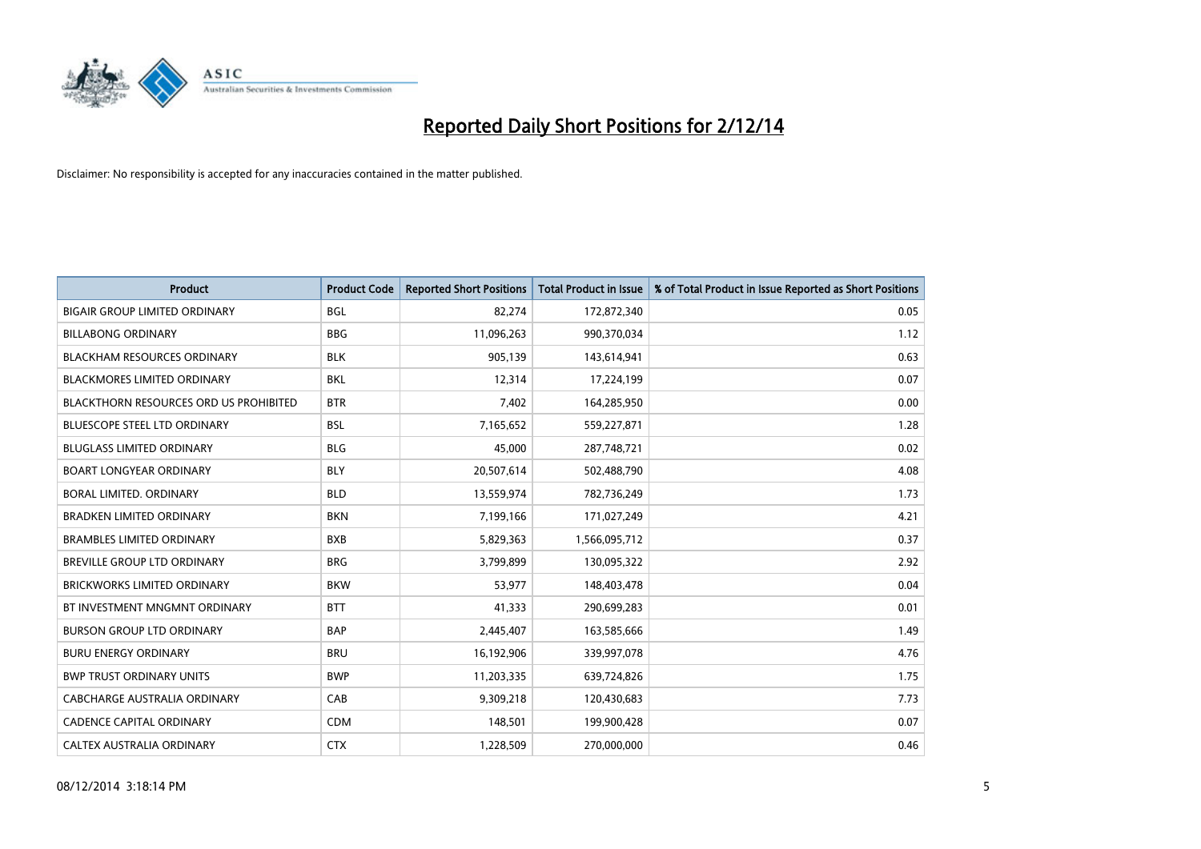# Reported Daily Short Positions for 2/12/14

Disclaimer: No responsibility is accepted for any inaccuracies contained in the matter published.

| Product | Product Code | Reported Short Positions | Total Product in Issue | % of Total Product in Issue Reported as Short Positions |
|---|---|---|---|---|
| BIGAIR GROUP LIMITED ORDINARY | BGL | 82,274 | 172,872,340 | 0.05 |
| BILLABONG ORDINARY | BBG | 11,096,263 | 990,370,034 | 1.12 |
| BLACKHAM RESOURCES ORDINARY | BLK | 905,139 | 143,614,941 | 0.63 |
| BLACKMORES LIMITED ORDINARY | BKL | 12,314 | 17,224,199 | 0.07 |
| BLACKTHORN RESOURCES ORD US PROHIBITED | BTR | 7,402 | 164,285,950 | 0.00 |
| BLUESCOPE STEEL LTD ORDINARY | BSL | 7,165,652 | 559,227,871 | 1.28 |
| BLUGLASS LIMITED ORDINARY | BLG | 45,000 | 287,748,721 | 0.02 |
| BOART LONGYEAR ORDINARY | BLY | 20,507,614 | 502,488,790 | 4.08 |
| BORAL LIMITED. ORDINARY | BLD | 13,559,974 | 782,736,249 | 1.73 |
| BRADKEN LIMITED ORDINARY | BKN | 7,199,166 | 171,027,249 | 4.21 |
| BRAMBLES LIMITED ORDINARY | BXB | 5,829,363 | 1,566,095,712 | 0.37 |
| BREVILLE GROUP LTD ORDINARY | BRG | 3,799,899 | 130,095,322 | 2.92 |
| BRICKWORKS LIMITED ORDINARY | BKW | 53,977 | 148,403,478 | 0.04 |
| BT INVESTMENT MNGMNT ORDINARY | BTT | 41,333 | 290,699,283 | 0.01 |
| BURSON GROUP LTD ORDINARY | BAP | 2,445,407 | 163,585,666 | 1.49 |
| BURU ENERGY ORDINARY | BRU | 16,192,906 | 339,997,078 | 4.76 |
| BWP TRUST ORDINARY UNITS | BWP | 11,203,335 | 639,724,826 | 1.75 |
| CABCHARGE AUSTRALIA ORDINARY | CAB | 9,309,218 | 120,430,683 | 7.73 |
| CADENCE CAPITAL ORDINARY | CDM | 148,501 | 199,900,428 | 0.07 |
| CALTEX AUSTRALIA ORDINARY | CTX | 1,228,509 | 270,000,000 | 0.46 |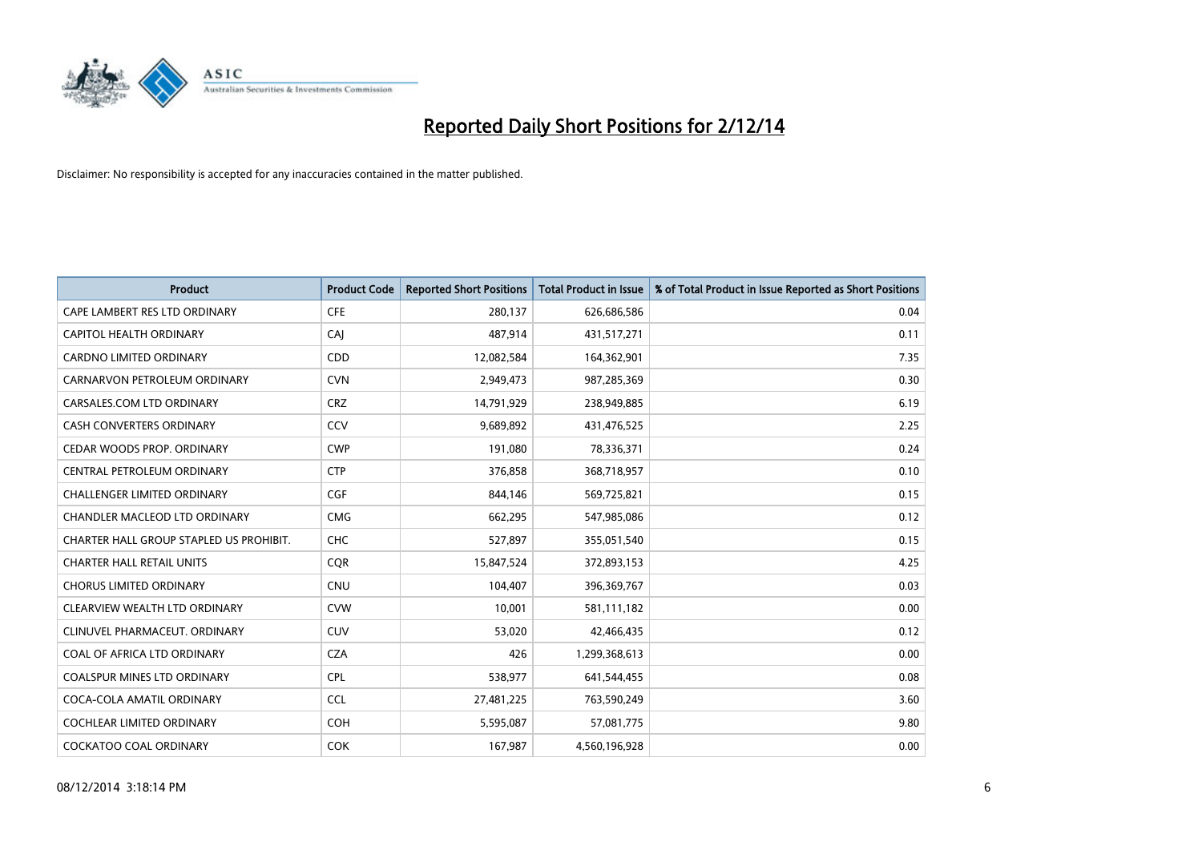# Reported Daily Short Positions for 2/12/14

Disclaimer: No responsibility is accepted for any inaccuracies contained in the matter published.

| Product | Product Code | Reported Short Positions | Total Product in Issue | % of Total Product in Issue Reported as Short Positions |
|---|---|---|---|---|
| CAPE LAMBERT RES LTD ORDINARY | CFE | 280,137 | 626,686,586 | 0.04 |
| CAPITOL HEALTH ORDINARY | CAJ | 487,914 | 431,517,271 | 0.11 |
| CARDNO LIMITED ORDINARY | CDD | 12,082,584 | 164,362,901 | 7.35 |
| CARNARVON PETROLEUM ORDINARY | CVN | 2,949,473 | 987,285,369 | 0.30 |
| CARSALES.COM LTD ORDINARY | CRZ | 14,791,929 | 238,949,885 | 6.19 |
| CASH CONVERTERS ORDINARY | CCV | 9,689,892 | 431,476,525 | 2.25 |
| CEDAR WOODS PROP. ORDINARY | CWP | 191,080 | 78,336,371 | 0.24 |
| CENTRAL PETROLEUM ORDINARY | CTP | 376,858 | 368,718,957 | 0.10 |
| CHALLENGER LIMITED ORDINARY | CGF | 844,146 | 569,725,821 | 0.15 |
| CHANDLER MACLEOD LTD ORDINARY | CMG | 662,295 | 547,985,086 | 0.12 |
| CHARTER HALL GROUP STAPLED US PROHIBIT. | CHC | 527,897 | 355,051,540 | 0.15 |
| CHARTER HALL RETAIL UNITS | CQR | 15,847,524 | 372,893,153 | 4.25 |
| CHORUS LIMITED ORDINARY | CNU | 104,407 | 396,369,767 | 0.03 |
| CLEARVIEW WEALTH LTD ORDINARY | CVW | 10,001 | 581,111,182 | 0.00 |
| CLINUVEL PHARMACEUT. ORDINARY | CUV | 53,020 | 42,466,435 | 0.12 |
| COAL OF AFRICA LTD ORDINARY | CZA | 426 | 1,299,368,613 | 0.00 |
| COALSPUR MINES LTD ORDINARY | CPL | 538,977 | 641,544,455 | 0.08 |
| COCA-COLA AMATIL ORDINARY | CCL | 27,481,225 | 763,590,249 | 3.60 |
| COCHLEAR LIMITED ORDINARY | COH | 5,595,087 | 57,081,775 | 9.80 |
| COCKATOO COAL ORDINARY | COK | 167,987 | 4,560,196,928 | 0.00 |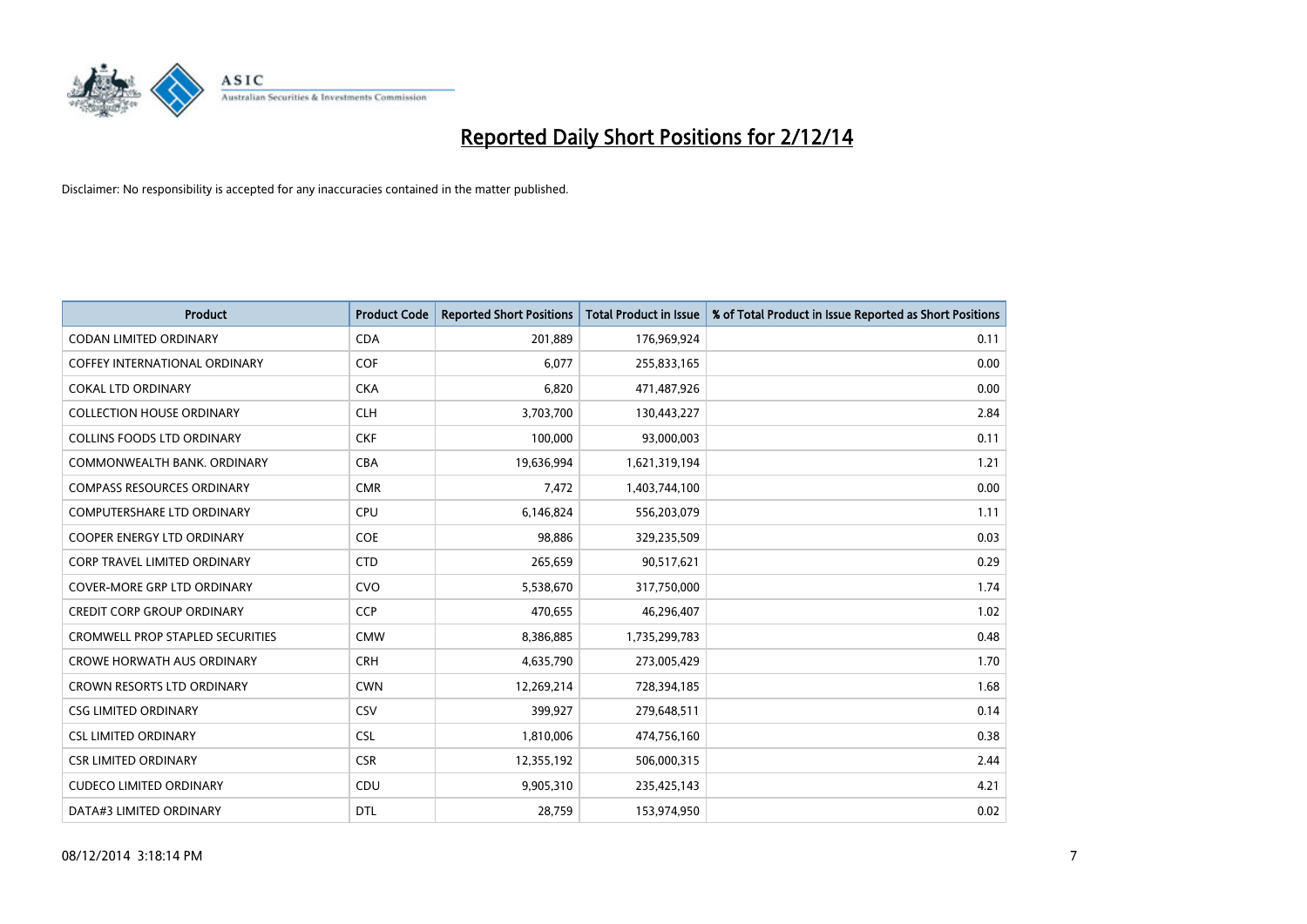# Reported Daily Short Positions for 2/12/14

Disclaimer: No responsibility is accepted for any inaccuracies contained in the matter published.

| Product | Product Code | Reported Short Positions | Total Product in Issue | % of Total Product in Issue Reported as Short Positions |
|---|---|---|---|---|
| CODAN LIMITED ORDINARY | CDA | 201,889 | 176,969,924 | 0.11 |
| COFFEY INTERNATIONAL ORDINARY | COF | 6,077 | 255,833,165 | 0.00 |
| COKAL LTD ORDINARY | CKA | 6,820 | 471,487,926 | 0.00 |
| COLLECTION HOUSE ORDINARY | CLH | 3,703,700 | 130,443,227 | 2.84 |
| COLLINS FOODS LTD ORDINARY | CKF | 100,000 | 93,000,003 | 0.11 |
| COMMONWEALTH BANK. ORDINARY | CBA | 19,636,994 | 1,621,319,194 | 1.21 |
| COMPASS RESOURCES ORDINARY | CMR | 7,472 | 1,403,744,100 | 0.00 |
| COMPUTERSHARE LTD ORDINARY | CPU | 6,146,824 | 556,203,079 | 1.11 |
| COOPER ENERGY LTD ORDINARY | COE | 98,886 | 329,235,509 | 0.03 |
| CORP TRAVEL LIMITED ORDINARY | CTD | 265,659 | 90,517,621 | 0.29 |
| COVER-MORE GRP LTD ORDINARY | CVO | 5,538,670 | 317,750,000 | 1.74 |
| CREDIT CORP GROUP ORDINARY | CCP | 470,655 | 46,296,407 | 1.02 |
| CROMWELL PROP STAPLED SECURITIES | CMW | 8,386,885 | 1,735,299,783 | 0.48 |
| CROWE HORWATH AUS ORDINARY | CRH | 4,635,790 | 273,005,429 | 1.70 |
| CROWN RESORTS LTD ORDINARY | CWN | 12,269,214 | 728,394,185 | 1.68 |
| CSG LIMITED ORDINARY | CSV | 399,927 | 279,648,511 | 0.14 |
| CSL LIMITED ORDINARY | CSL | 1,810,006 | 474,756,160 | 0.38 |
| CSR LIMITED ORDINARY | CSR | 12,355,192 | 506,000,315 | 2.44 |
| CUDECO LIMITED ORDINARY | CDU | 9,905,310 | 235,425,143 | 4.21 |
| DATA#3 LIMITED ORDINARY | DTL | 28,759 | 153,974,950 | 0.02 |

08/12/2014 3:18:14 PM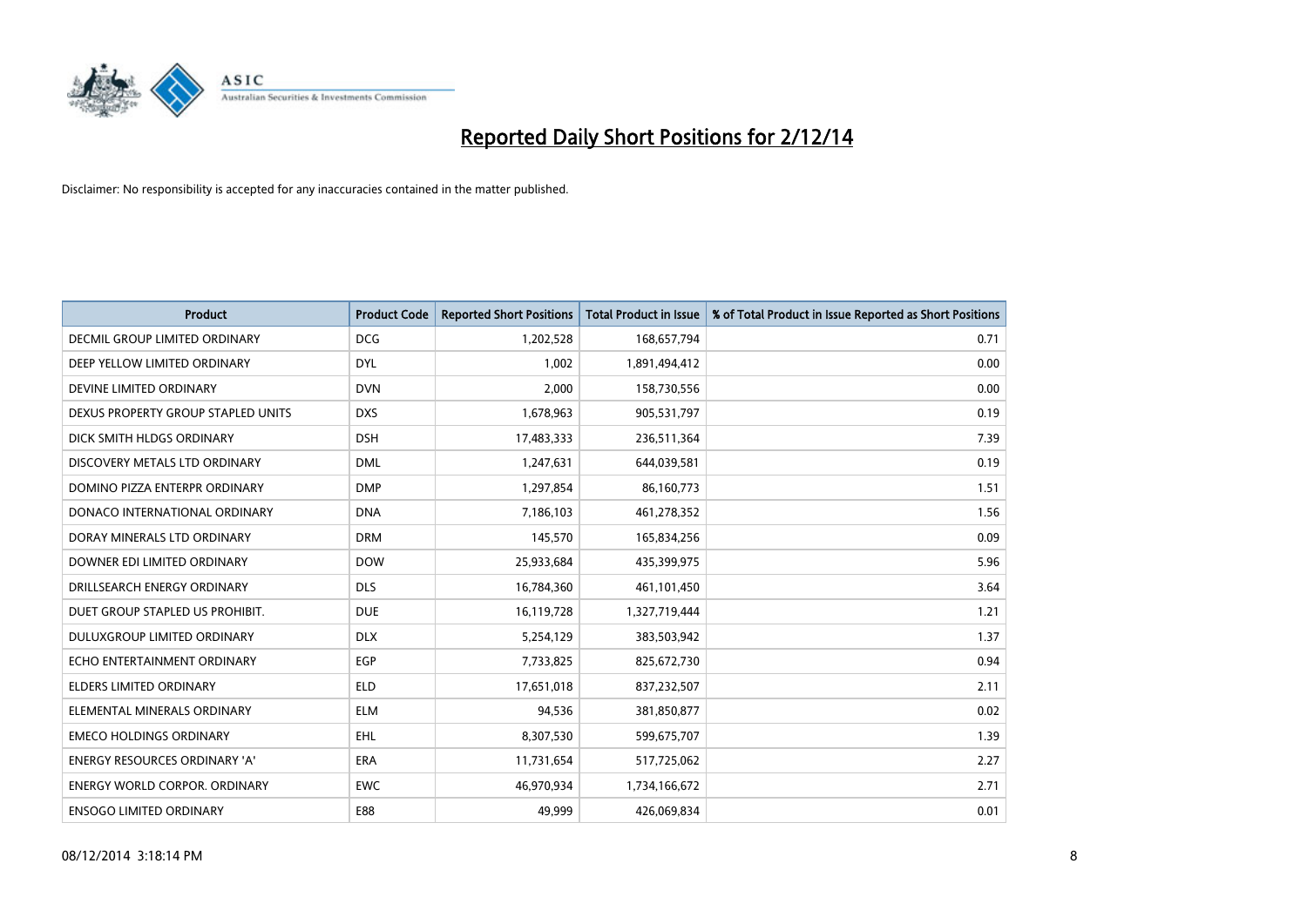# Reported Daily Short Positions for 2/12/14

Disclaimer: No responsibility is accepted for any inaccuracies contained in the matter published.

| Product | Product Code | Reported Short Positions | Total Product in Issue | % of Total Product in Issue Reported as Short Positions |
| --- | --- | --- | --- | --- |
| DECMIL GROUP LIMITED ORDINARY | DCG | 1,202,528 | 168,657,794 | 0.71 |
| DEEP YELLOW LIMITED ORDINARY | DYL | 1,002 | 1,891,494,412 | 0.00 |
| DEVINE LIMITED ORDINARY | DVN | 2,000 | 158,730,556 | 0.00 |
| DEXUS PROPERTY GROUP STAPLED UNITS | DXS | 1,678,963 | 905,531,797 | 0.19 |
| DICK SMITH HLDGS ORDINARY | DSH | 17,483,333 | 236,511,364 | 7.39 |
| DISCOVERY METALS LTD ORDINARY | DML | 1,247,631 | 644,039,581 | 0.19 |
| DOMINO PIZZA ENTERPR ORDINARY | DMP | 1,297,854 | 86,160,773 | 1.51 |
| DONACO INTERNATIONAL ORDINARY | DNA | 7,186,103 | 461,278,352 | 1.56 |
| DORAY MINERALS LTD ORDINARY | DRM | 145,570 | 165,834,256 | 0.09 |
| DOWNER EDI LIMITED ORDINARY | DOW | 25,933,684 | 435,399,975 | 5.96 |
| DRILLSEARCH ENERGY ORDINARY | DLS | 16,784,360 | 461,101,450 | 3.64 |
| DUET GROUP STAPLED US PROHIBIT. | DUE | 16,119,728 | 1,327,719,444 | 1.21 |
| DULUXGROUP LIMITED ORDINARY | DLX | 5,254,129 | 383,503,942 | 1.37 |
| ECHO ENTERTAINMENT ORDINARY | EGP | 7,733,825 | 825,672,730 | 0.94 |
| ELDERS LIMITED ORDINARY | ELD | 17,651,018 | 837,232,507 | 2.11 |
| ELEMENTAL MINERALS ORDINARY | ELM | 94,536 | 381,850,877 | 0.02 |
| EMECO HOLDINGS ORDINARY | EHL | 8,307,530 | 599,675,707 | 1.39 |
| ENERGY RESOURCES ORDINARY 'A' | ERA | 11,731,654 | 517,725,062 | 2.27 |
| ENERGY WORLD CORPOR. ORDINARY | EWC | 46,970,934 | 1,734,166,672 | 2.71 |
| ENSOGO LIMITED ORDINARY | E88 | 49,999 | 426,069,834 | 0.01 |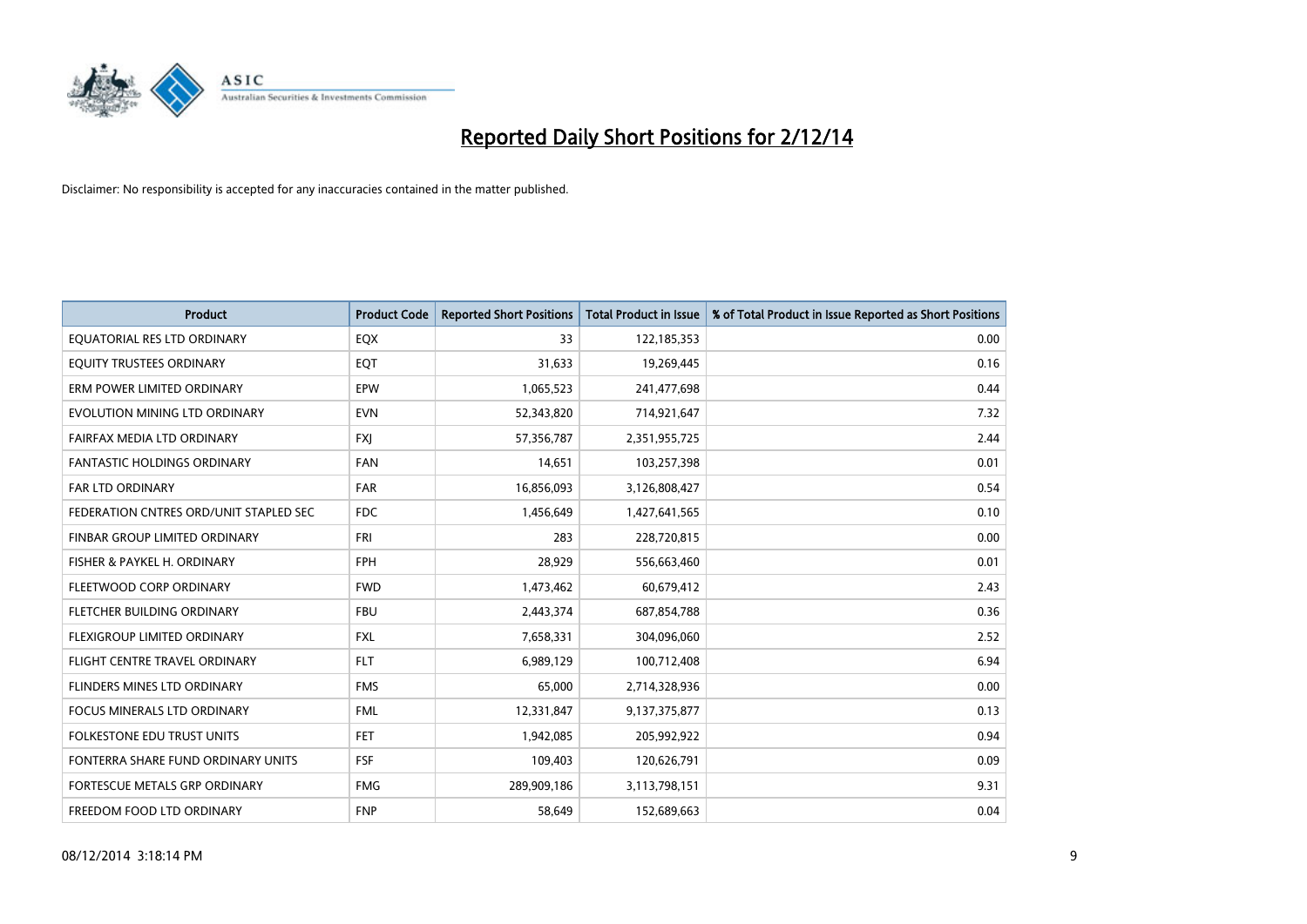# Reported Daily Short Positions for 2/12/14

Disclaimer: No responsibility is accepted for any inaccuracies contained in the matter published.

| Product | Product Code | Reported Short Positions | Total Product in Issue | % of Total Product in Issue Reported as Short Positions |
|---|---|---|---|---|
| EQUATORIAL RES LTD ORDINARY | EQX | 33 | 122,185,353 | 0.00 |
| EQUITY TRUSTEES ORDINARY | EQT | 31,633 | 19,269,445 | 0.16 |
| ERM POWER LIMITED ORDINARY | EPW | 1,065,523 | 241,477,698 | 0.44 |
| EVOLUTION MINING LTD ORDINARY | EVN | 52,343,820 | 714,921,647 | 7.32 |
| FAIRFAX MEDIA LTD ORDINARY | FXJ | 57,356,787 | 2,351,955,725 | 2.44 |
| FANTASTIC HOLDINGS ORDINARY | FAN | 14,651 | 103,257,398 | 0.01 |
| FAR LTD ORDINARY | FAR | 16,856,093 | 3,126,808,427 | 0.54 |
| FEDERATION CNTRES ORD/UNIT STAPLED SEC | FDC | 1,456,649 | 1,427,641,565 | 0.10 |
| FINBAR GROUP LIMITED ORDINARY | FRI | 283 | 228,720,815 | 0.00 |
| FISHER & PAYKEL H. ORDINARY | FPH | 28,929 | 556,663,460 | 0.01 |
| FLEETWOOD CORP ORDINARY | FWD | 1,473,462 | 60,679,412 | 2.43 |
| FLETCHER BUILDING ORDINARY | FBU | 2,443,374 | 687,854,788 | 0.36 |
| FLEXIGROUP LIMITED ORDINARY | FXL | 7,658,331 | 304,096,060 | 2.52 |
| FLIGHT CENTRE TRAVEL ORDINARY | FLT | 6,989,129 | 100,712,408 | 6.94 |
| FLINDERS MINES LTD ORDINARY | FMS | 65,000 | 2,714,328,936 | 0.00 |
| FOCUS MINERALS LTD ORDINARY | FML | 12,331,847 | 9,137,375,877 | 0.13 |
| FOLKESTONE EDU TRUST UNITS | FET | 1,942,085 | 205,992,922 | 0.94 |
| FONTERRA SHARE FUND ORDINARY UNITS | FSF | 109,403 | 120,626,791 | 0.09 |
| FORTESCUE METALS GRP ORDINARY | FMG | 289,909,186 | 3,113,798,151 | 9.31 |
| FREEDOM FOOD LTD ORDINARY | FNP | 58,649 | 152,689,663 | 0.04 |

08/12/2014 3:18:14 PM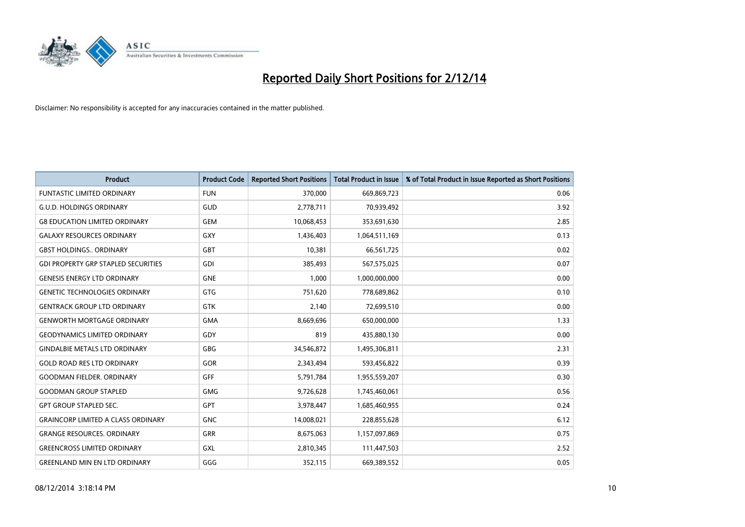# Reported Daily Short Positions for 2/12/14

Disclaimer: No responsibility is accepted for any inaccuracies contained in the matter published.

| Product | Product Code | Reported Short Positions | Total Product in Issue | % of Total Product in Issue Reported as Short Positions |
|---|---|---|---|---|
| FUNTASTIC LIMITED ORDINARY | FUN | 370,000 | 669,869,723 | 0.06 |
| G.U.D. HOLDINGS ORDINARY | GUD | 2,778,711 | 70,939,492 | 3.92 |
| G8 EDUCATION LIMITED ORDINARY | GEM | 10,068,453 | 353,691,630 | 2.85 |
| GALAXY RESOURCES ORDINARY | GXY | 1,436,403 | 1,064,511,169 | 0.13 |
| GBST HOLDINGS.. ORDINARY | GBT | 10,381 | 66,561,725 | 0.02 |
| GDI PROPERTY GRP STAPLED SECURITIES | GDI | 385,493 | 567,575,025 | 0.07 |
| GENESIS ENERGY LTD ORDINARY | GNE | 1,000 | 1,000,000,000 | 0.00 |
| GENETIC TECHNOLOGIES ORDINARY | GTG | 751,620 | 778,689,862 | 0.10 |
| GENTRACK GROUP LTD ORDINARY | GTK | 2,140 | 72,699,510 | 0.00 |
| GENWORTH MORTGAGE ORDINARY | GMA | 8,669,696 | 650,000,000 | 1.33 |
| GEODYNAMICS LIMITED ORDINARY | GDY | 819 | 435,880,130 | 0.00 |
| GINDALBIE METALS LTD ORDINARY | GBG | 34,546,872 | 1,495,306,811 | 2.31 |
| GOLD ROAD RES LTD ORDINARY | GOR | 2,343,494 | 593,456,822 | 0.39 |
| GOODMAN FIELDER. ORDINARY | GFF | 5,791,784 | 1,955,559,207 | 0.30 |
| GOODMAN GROUP STAPLED | GMG | 9,726,628 | 1,745,460,061 | 0.56 |
| GPT GROUP STAPLED SEC. | GPT | 3,978,447 | 1,685,460,955 | 0.24 |
| GRAINCORP LIMITED A CLASS ORDINARY | GNC | 14,008,021 | 228,855,628 | 6.12 |
| GRANGE RESOURCES. ORDINARY | GRR | 8,675,063 | 1,157,097,869 | 0.75 |
| GREENCROSS LIMITED ORDINARY | GXL | 2,810,345 | 111,447,503 | 2.52 |
| GREENLAND MIN EN LTD ORDINARY | GGG | 352,115 | 669,389,552 | 0.05 |

08/12/2014 3:18:14 PM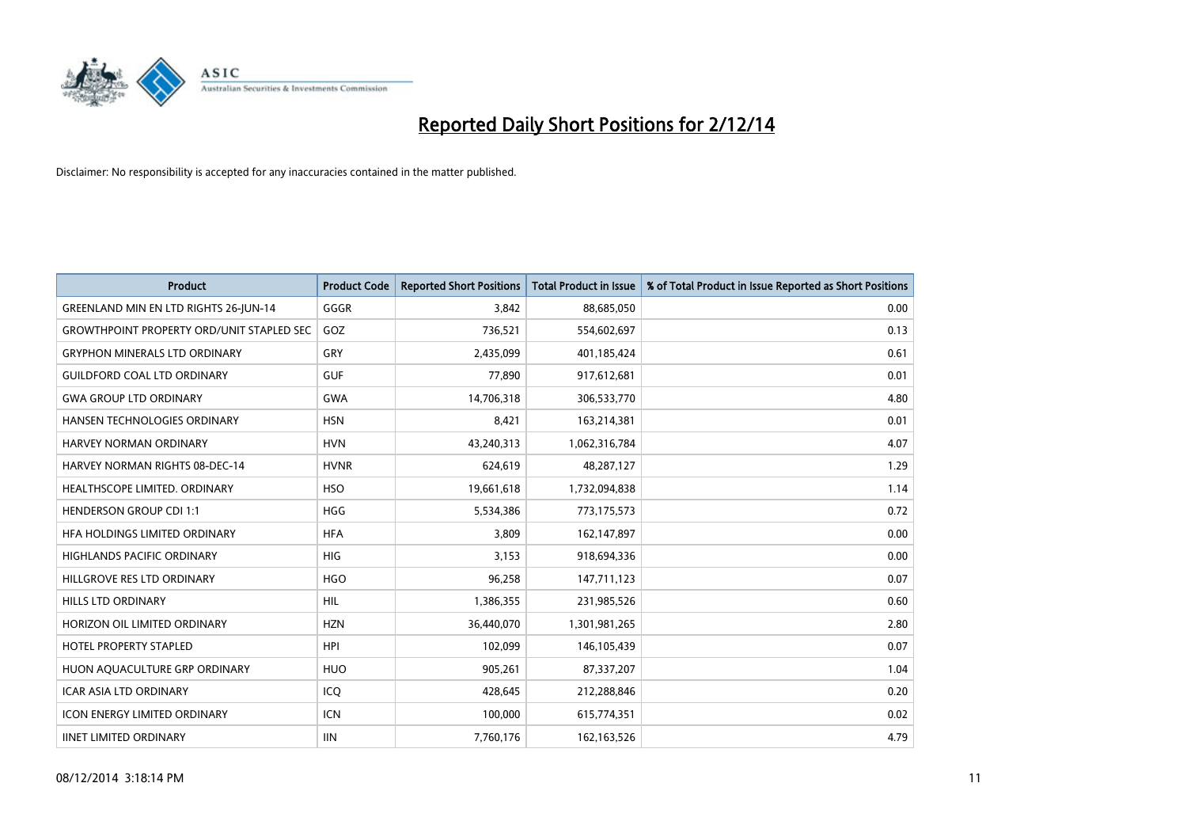# Reported Daily Short Positions for 2/12/14

Disclaimer: No responsibility is accepted for any inaccuracies contained in the matter published.

| Product | Product Code | Reported Short Positions | Total Product in Issue | % of Total Product in Issue Reported as Short Positions |
|---|---|---|---|---|
| GREENLAND MIN EN LTD RIGHTS 26-JUN-14 | GGGR | 3,842 | 88,685,050 | 0.00 |
| GROWTHPOINT PROPERTY ORD/UNIT STAPLED SEC | GOZ | 736,521 | 554,602,697 | 0.13 |
| GRYPHON MINERALS LTD ORDINARY | GRY | 2,435,099 | 401,185,424 | 0.61 |
| GUILDFORD COAL LTD ORDINARY | GUF | 77,890 | 917,612,681 | 0.01 |
| GWA GROUP LTD ORDINARY | GWA | 14,706,318 | 306,533,770 | 4.80 |
| HANSEN TECHNOLOGIES ORDINARY | HSN | 8,421 | 163,214,381 | 0.01 |
| HARVEY NORMAN ORDINARY | HVN | 43,240,313 | 1,062,316,784 | 4.07 |
| HARVEY NORMAN RIGHTS 08-DEC-14 | HVNR | 624,619 | 48,287,127 | 1.29 |
| HEALTHSCOPE LIMITED. ORDINARY | HSO | 19,661,618 | 1,732,094,838 | 1.14 |
| HENDERSON GROUP CDI 1:1 | HGG | 5,534,386 | 773,175,573 | 0.72 |
| HFA HOLDINGS LIMITED ORDINARY | HFA | 3,809 | 162,147,897 | 0.00 |
| HIGHLANDS PACIFIC ORDINARY | HIG | 3,153 | 918,694,336 | 0.00 |
| HILLGROVE RES LTD ORDINARY | HGO | 96,258 | 147,711,123 | 0.07 |
| HILLS LTD ORDINARY | HIL | 1,386,355 | 231,985,526 | 0.60 |
| HORIZON OIL LIMITED ORDINARY | HZN | 36,440,070 | 1,301,981,265 | 2.80 |
| HOTEL PROPERTY STAPLED | HPI | 102,099 | 146,105,439 | 0.07 |
| HUON AQUACULTURE GRP ORDINARY | HUO | 905,261 | 87,337,207 | 1.04 |
| ICAR ASIA LTD ORDINARY | ICQ | 428,645 | 212,288,846 | 0.20 |
| ICON ENERGY LIMITED ORDINARY | ICN | 100,000 | 615,774,351 | 0.02 |
| IINET LIMITED ORDINARY | IIN | 7,760,176 | 162,163,526 | 4.79 |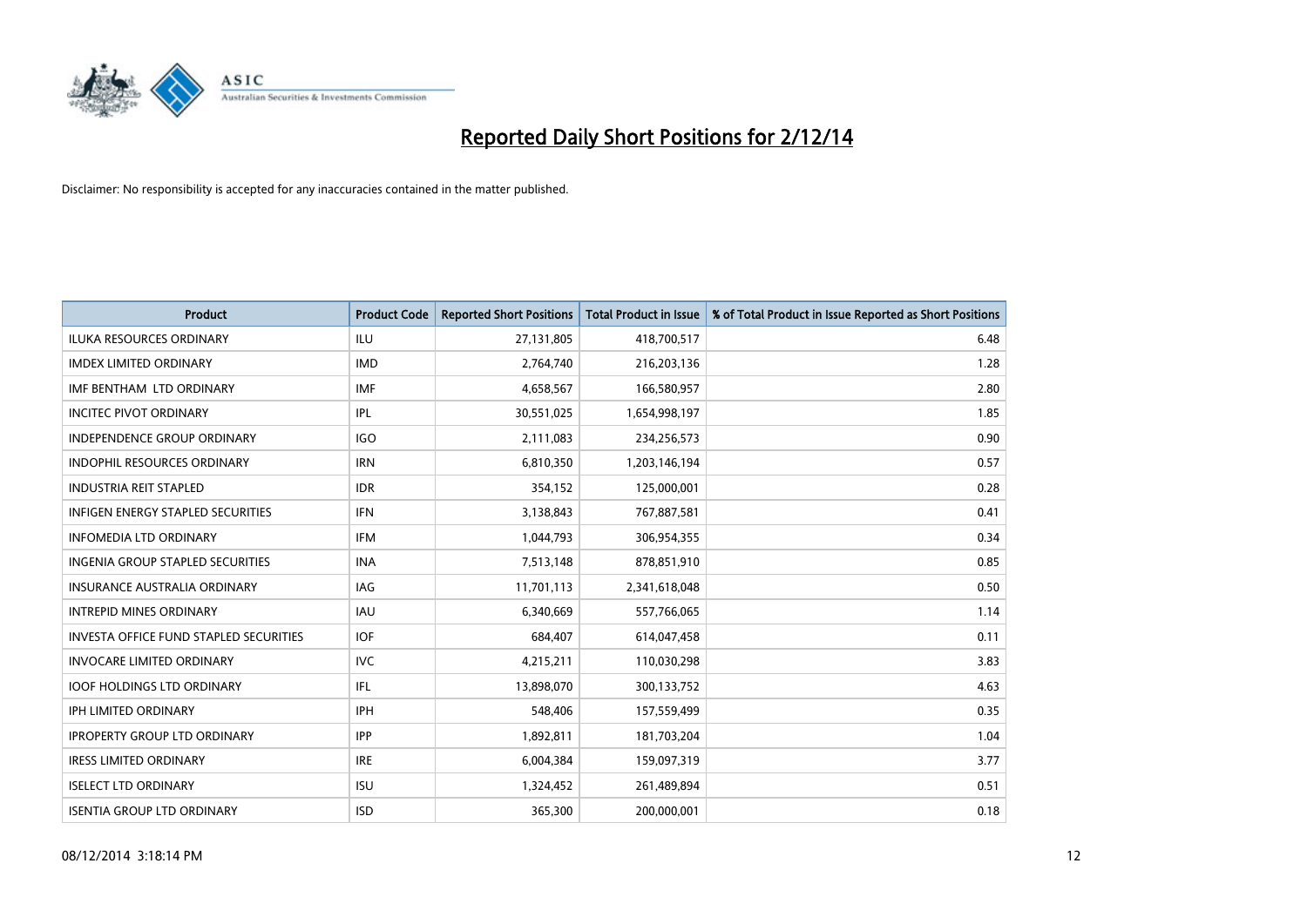# Reported Daily Short Positions for 2/12/14

Disclaimer: No responsibility is accepted for any inaccuracies contained in the matter published.

| Product | Product Code | Reported Short Positions | Total Product in Issue | % of Total Product in Issue Reported as Short Positions |
|---|---|---|---|---|
| ILUKA RESOURCES ORDINARY | ILU | 27,131,805 | 418,700,517 | 6.48 |
| IMDEX LIMITED ORDINARY | IMD | 2,764,740 | 216,203,136 | 1.28 |
| IMF BENTHAM LTD ORDINARY | IMF | 4,658,567 | 166,580,957 | 2.80 |
| INCITEC PIVOT ORDINARY | IPL | 30,551,025 | 1,654,998,197 | 1.85 |
| INDEPENDENCE GROUP ORDINARY | IGO | 2,111,083 | 234,256,573 | 0.90 |
| INDOPHIL RESOURCES ORDINARY | IRN | 6,810,350 | 1,203,146,194 | 0.57 |
| INDUSTRIA REIT STAPLED | IDR | 354,152 | 125,000,001 | 0.28 |
| INFIGEN ENERGY STAPLED SECURITIES | IFN | 3,138,843 | 767,887,581 | 0.41 |
| INFOMEDIA LTD ORDINARY | IFM | 1,044,793 | 306,954,355 | 0.34 |
| INGENIA GROUP STAPLED SECURITIES | INA | 7,513,148 | 878,851,910 | 0.85 |
| INSURANCE AUSTRALIA ORDINARY | IAG | 11,701,113 | 2,341,618,048 | 0.50 |
| INTREPID MINES ORDINARY | IAU | 6,340,669 | 557,766,065 | 1.14 |
| INVESTA OFFICE FUND STAPLED SECURITIES | IOF | 684,407 | 614,047,458 | 0.11 |
| INVOCARE LIMITED ORDINARY | IVC | 4,215,211 | 110,030,298 | 3.83 |
| IOOF HOLDINGS LTD ORDINARY | IFL | 13,898,070 | 300,133,752 | 4.63 |
| IPH LIMITED ORDINARY | IPH | 548,406 | 157,559,499 | 0.35 |
| IPROPERTY GROUP LTD ORDINARY | IPP | 1,892,811 | 181,703,204 | 1.04 |
| IRESS LIMITED ORDINARY | IRE | 6,004,384 | 159,097,319 | 3.77 |
| ISELECT LTD ORDINARY | ISU | 1,324,452 | 261,489,894 | 0.51 |
| ISENTIA GROUP LTD ORDINARY | ISD | 365,300 | 200,000,001 | 0.18 |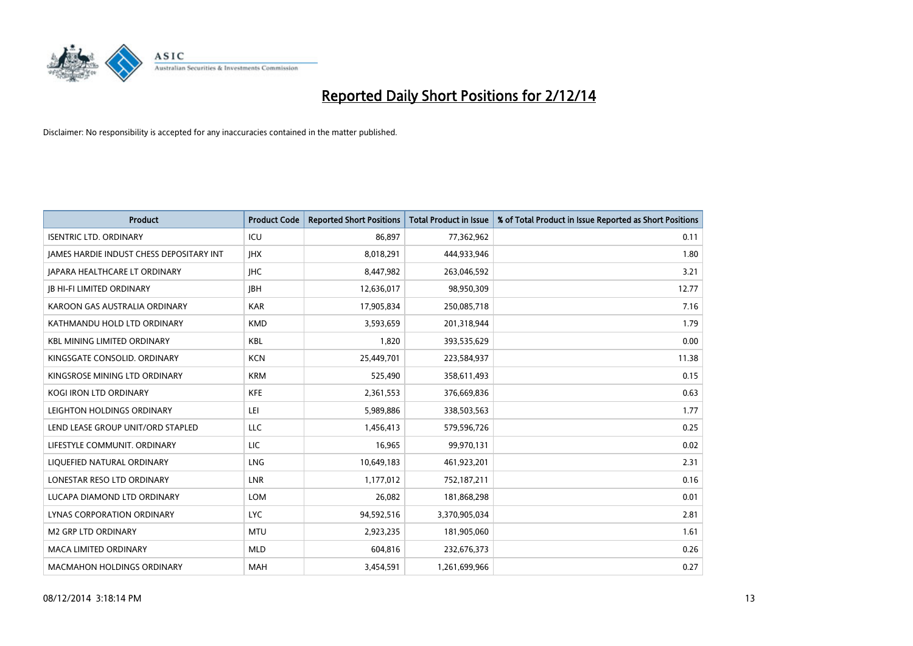# Reported Daily Short Positions for 2/12/14

Disclaimer: No responsibility is accepted for any inaccuracies contained in the matter published.

| Product | Product Code | Reported Short Positions | Total Product in Issue | % of Total Product in Issue Reported as Short Positions |
|---|---|---|---|---|
| ISENTRIC LTD. ORDINARY | ICU | 86,897 | 77,362,962 | 0.11 |
| JAMES HARDIE INDUST CHESS DEPOSITARY INT | JHX | 8,018,291 | 444,933,946 | 1.80 |
| JAPARA HEALTHCARE LT ORDINARY | JHC | 8,447,982 | 263,046,592 | 3.21 |
| JB HI-FI LIMITED ORDINARY | JBH | 12,636,017 | 98,950,309 | 12.77 |
| KAROON GAS AUSTRALIA ORDINARY | KAR | 17,905,834 | 250,085,718 | 7.16 |
| KATHMANDU HOLD LTD ORDINARY | KMD | 3,593,659 | 201,318,944 | 1.79 |
| KBL MINING LIMITED ORDINARY | KBL | 1,820 | 393,535,629 | 0.00 |
| KINGSGATE CONSOLID. ORDINARY | KCN | 25,449,701 | 223,584,937 | 11.38 |
| KINGSROSE MINING LTD ORDINARY | KRM | 525,490 | 358,611,493 | 0.15 |
| KOGI IRON LTD ORDINARY | KFE | 2,361,553 | 376,669,836 | 0.63 |
| LEIGHTON HOLDINGS ORDINARY | LEI | 5,989,886 | 338,503,563 | 1.77 |
| LEND LEASE GROUP UNIT/ORD STAPLED | LLC | 1,456,413 | 579,596,726 | 0.25 |
| LIFESTYLE COMMUNIT. ORDINARY | LIC | 16,965 | 99,970,131 | 0.02 |
| LIQUEFIED NATURAL ORDINARY | LNG | 10,649,183 | 461,923,201 | 2.31 |
| LONESTAR RESO LTD ORDINARY | LNR | 1,177,012 | 752,187,211 | 0.16 |
| LUCAPA DIAMOND LTD ORDINARY | LOM | 26,082 | 181,868,298 | 0.01 |
| LYNAS CORPORATION ORDINARY | LYC | 94,592,516 | 3,370,905,034 | 2.81 |
| M2 GRP LTD ORDINARY | MTU | 2,923,235 | 181,905,060 | 1.61 |
| MACA LIMITED ORDINARY | MLD | 604,816 | 232,676,373 | 0.26 |
| MACMAHON HOLDINGS ORDINARY | MAH | 3,454,591 | 1,261,699,966 | 0.27 |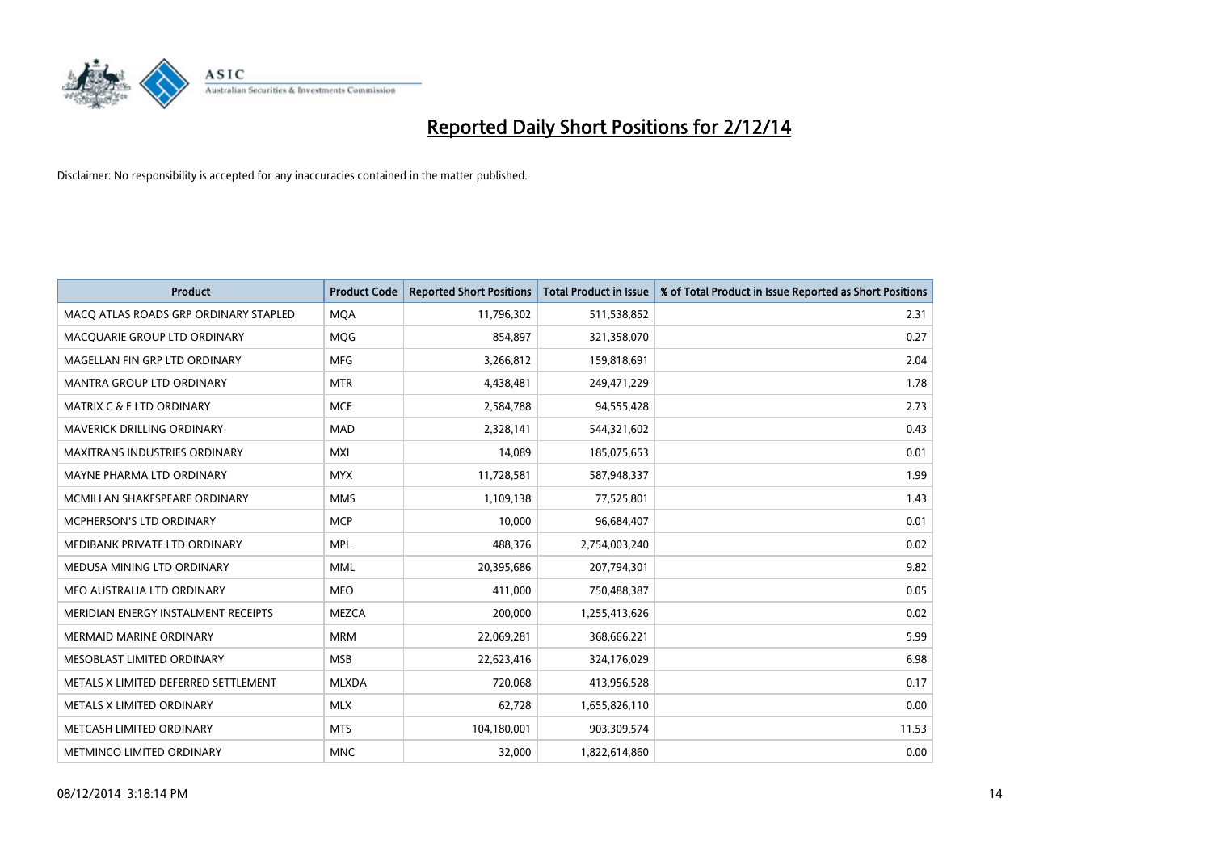# Reported Daily Short Positions for 2/12/14

Disclaimer: No responsibility is accepted for any inaccuracies contained in the matter published.

| Product | Product Code | Reported Short Positions | Total Product in Issue | % of Total Product in Issue Reported as Short Positions |
|---|---|---|---|---|
| MACQ ATLAS ROADS GRP ORDINARY STAPLED | MQA | 11,796,302 | 511,538,852 | 2.31 |
| MACQUARIE GROUP LTD ORDINARY | MQG | 854,897 | 321,358,070 | 0.27 |
| MAGELLAN FIN GRP LTD ORDINARY | MFG | 3,266,812 | 159,818,691 | 2.04 |
| MANTRA GROUP LTD ORDINARY | MTR | 4,438,481 | 249,471,229 | 1.78 |
| MATRIX C & E LTD ORDINARY | MCE | 2,584,788 | 94,555,428 | 2.73 |
| MAVERICK DRILLING ORDINARY | MAD | 2,328,141 | 544,321,602 | 0.43 |
| MAXITRANS INDUSTRIES ORDINARY | MXI | 14,089 | 185,075,653 | 0.01 |
| MAYNE PHARMA LTD ORDINARY | MYX | 11,728,581 | 587,948,337 | 1.99 |
| MCMILLAN SHAKESPEARE ORDINARY | MMS | 1,109,138 | 77,525,801 | 1.43 |
| MCPHERSON'S LTD ORDINARY | MCP | 10,000 | 96,684,407 | 0.01 |
| MEDIBANK PRIVATE LTD ORDINARY | MPL | 488,376 | 2,754,003,240 | 0.02 |
| MEDUSA MINING LTD ORDINARY | MML | 20,395,686 | 207,794,301 | 9.82 |
| MEO AUSTRALIA LTD ORDINARY | MEO | 411,000 | 750,488,387 | 0.05 |
| MERIDIAN ENERGY INSTALMENT RECEIPTS | MEZCA | 200,000 | 1,255,413,626 | 0.02 |
| MERMAID MARINE ORDINARY | MRM | 22,069,281 | 368,666,221 | 5.99 |
| MESOBLAST LIMITED ORDINARY | MSB | 22,623,416 | 324,176,029 | 6.98 |
| METALS X LIMITED DEFERRED SETTLEMENT | MLXDA | 720,068 | 413,956,528 | 0.17 |
| METALS X LIMITED ORDINARY | MLX | 62,728 | 1,655,826,110 | 0.00 |
| METCASH LIMITED ORDINARY | MTS | 104,180,001 | 903,309,574 | 11.53 |
| METMINCO LIMITED ORDINARY | MNC | 32,000 | 1,822,614,860 | 0.00 |

08/12/2014 3:18:14 PM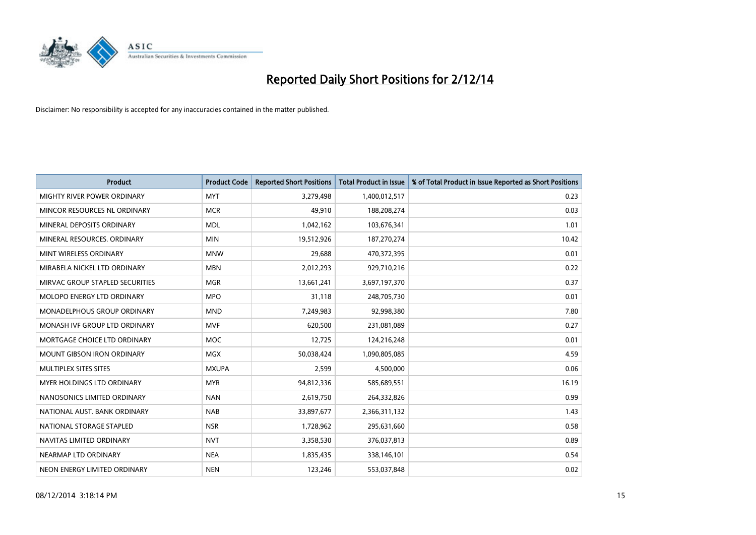# Reported Daily Short Positions for 2/12/14

Disclaimer: No responsibility is accepted for any inaccuracies contained in the matter published.

| Product | Product Code | Reported Short Positions | Total Product in Issue | % of Total Product in Issue Reported as Short Positions |
|---|---|---|---|---|
| MIGHTY RIVER POWER ORDINARY | MYT | 3,279,498 | 1,400,012,517 | 0.23 |
| MINCOR RESOURCES NL ORDINARY | MCR | 49,910 | 188,208,274 | 0.03 |
| MINERAL DEPOSITS ORDINARY | MDL | 1,042,162 | 103,676,341 | 1.01 |
| MINERAL RESOURCES. ORDINARY | MIN | 19,512,926 | 187,270,274 | 10.42 |
| MINT WIRELESS ORDINARY | MNW | 29,688 | 470,372,395 | 0.01 |
| MIRABELA NICKEL LTD ORDINARY | MBN | 2,012,293 | 929,710,216 | 0.22 |
| MIRVAC GROUP STAPLED SECURITIES | MGR | 13,661,241 | 3,697,197,370 | 0.37 |
| MOLOPO ENERGY LTD ORDINARY | MPO | 31,118 | 248,705,730 | 0.01 |
| MONADELPHOUS GROUP ORDINARY | MND | 7,249,983 | 92,998,380 | 7.80 |
| MONASH IVF GROUP LTD ORDINARY | MVF | 620,500 | 231,081,089 | 0.27 |
| MORTGAGE CHOICE LTD ORDINARY | MOC | 12,725 | 124,216,248 | 0.01 |
| MOUNT GIBSON IRON ORDINARY | MGX | 50,038,424 | 1,090,805,085 | 4.59 |
| MULTIPLEX SITES SITES | MXUPA | 2,599 | 4,500,000 | 0.06 |
| MYER HOLDINGS LTD ORDINARY | MYR | 94,812,336 | 585,689,551 | 16.19 |
| NANOSONICS LIMITED ORDINARY | NAN | 2,619,750 | 264,332,826 | 0.99 |
| NATIONAL AUST. BANK ORDINARY | NAB | 33,897,677 | 2,366,311,132 | 1.43 |
| NATIONAL STORAGE STAPLED | NSR | 1,728,962 | 295,631,660 | 0.58 |
| NAVITAS LIMITED ORDINARY | NVT | 3,358,530 | 376,037,813 | 0.89 |
| NEARMAP LTD ORDINARY | NEA | 1,835,435 | 338,146,101 | 0.54 |
| NEON ENERGY LIMITED ORDINARY | NEN | 123,246 | 553,037,848 | 0.02 |

08/12/2014 3:18:14 PM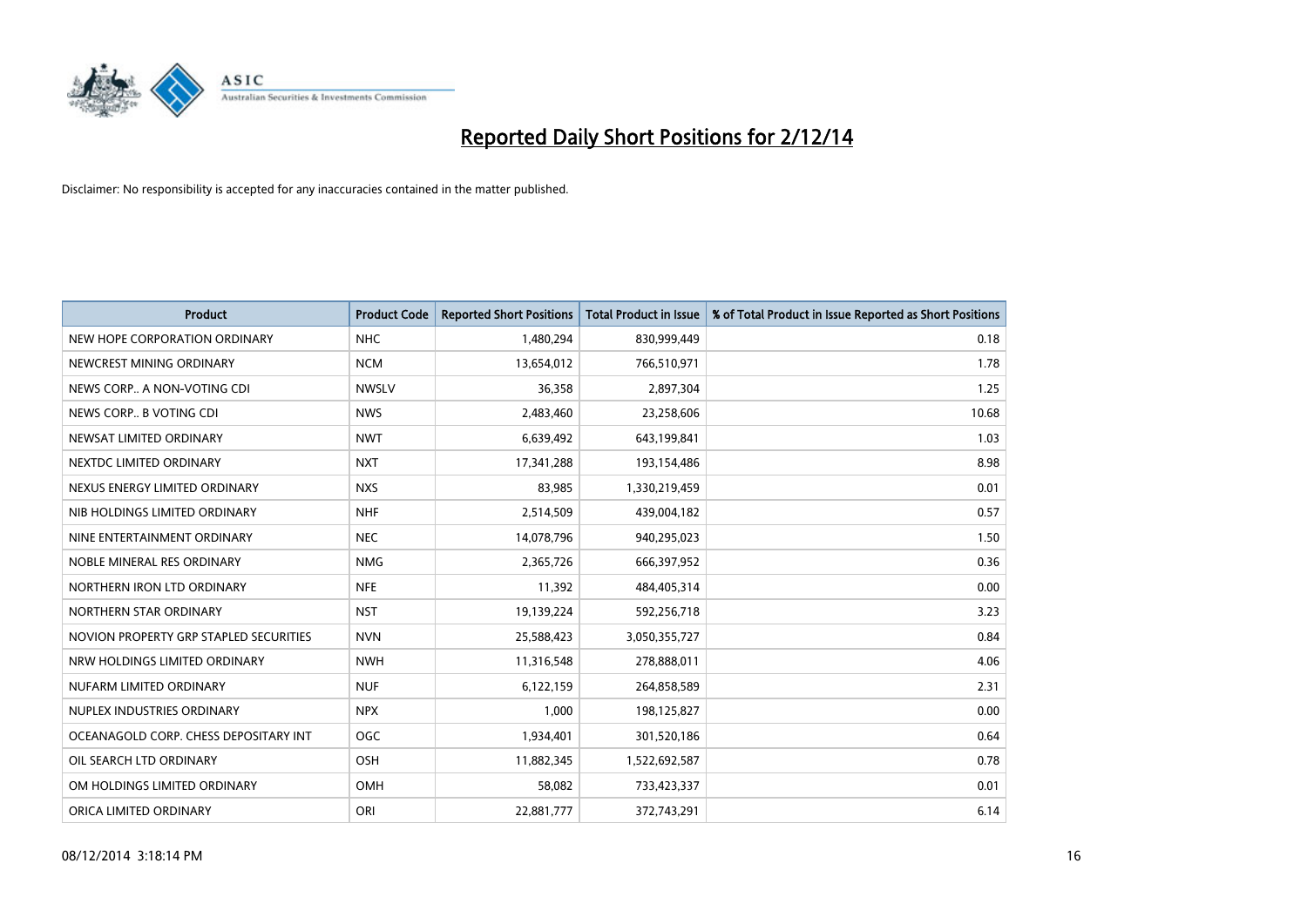# Reported Daily Short Positions for 2/12/14

Disclaimer: No responsibility is accepted for any inaccuracies contained in the matter published.

| Product | Product Code | Reported Short Positions | Total Product in Issue | % of Total Product in Issue Reported as Short Positions |
|---|---|---|---|---|
| NEW HOPE CORPORATION ORDINARY | NHC | 1,480,294 | 830,999,449 | 0.18 |
| NEWCREST MINING ORDINARY | NCM | 13,654,012 | 766,510,971 | 1.78 |
| NEWS CORP.. A NON-VOTING CDI | NWSLV | 36,358 | 2,897,304 | 1.25 |
| NEWS CORP.. B VOTING CDI | NWS | 2,483,460 | 23,258,606 | 10.68 |
| NEWSAT LIMITED ORDINARY | NWT | 6,639,492 | 643,199,841 | 1.03 |
| NEXTDC LIMITED ORDINARY | NXT | 17,341,288 | 193,154,486 | 8.98 |
| NEXUS ENERGY LIMITED ORDINARY | NXS | 83,985 | 1,330,219,459 | 0.01 |
| NIB HOLDINGS LIMITED ORDINARY | NHF | 2,514,509 | 439,004,182 | 0.57 |
| NINE ENTERTAINMENT ORDINARY | NEC | 14,078,796 | 940,295,023 | 1.50 |
| NOBLE MINERAL RES ORDINARY | NMG | 2,365,726 | 666,397,952 | 0.36 |
| NORTHERN IRON LTD ORDINARY | NFE | 11,392 | 484,405,314 | 0.00 |
| NORTHERN STAR ORDINARY | NST | 19,139,224 | 592,256,718 | 3.23 |
| NOVION PROPERTY GRP STAPLED SECURITIES | NVN | 25,588,423 | 3,050,355,727 | 0.84 |
| NRW HOLDINGS LIMITED ORDINARY | NWH | 11,316,548 | 278,888,011 | 4.06 |
| NUFARM LIMITED ORDINARY | NUF | 6,122,159 | 264,858,589 | 2.31 |
| NUPLEX INDUSTRIES ORDINARY | NPX | 1,000 | 198,125,827 | 0.00 |
| OCEANAGOLD CORP. CHESS DEPOSITARY INT | OGC | 1,934,401 | 301,520,186 | 0.64 |
| OIL SEARCH LTD ORDINARY | OSH | 11,882,345 | 1,522,692,587 | 0.78 |
| OM HOLDINGS LIMITED ORDINARY | OMH | 58,082 | 733,423,337 | 0.01 |
| ORICA LIMITED ORDINARY | ORI | 22,881,777 | 372,743,291 | 6.14 |

08/12/2014 3:18:14 PM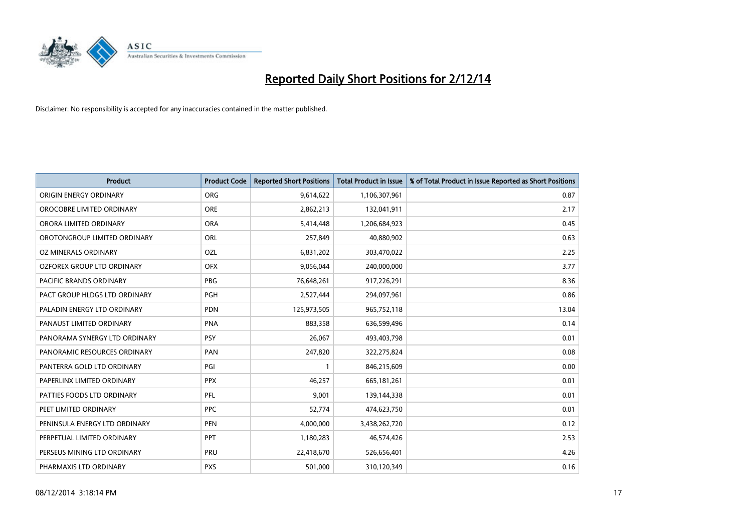# Reported Daily Short Positions for 2/12/14

Disclaimer: No responsibility is accepted for any inaccuracies contained in the matter published.

| Product | Product Code | Reported Short Positions | Total Product in Issue | % of Total Product in Issue Reported as Short Positions |
|---|---|---|---|---|
| ORIGIN ENERGY ORDINARY | ORG | 9,614,622 | 1,106,307,961 | 0.87 |
| OROCOBRE LIMITED ORDINARY | ORE | 2,862,213 | 132,041,911 | 2.17 |
| ORORA LIMITED ORDINARY | ORA | 5,414,448 | 1,206,684,923 | 0.45 |
| OROTONGROUP LIMITED ORDINARY | ORL | 257,849 | 40,880,902 | 0.63 |
| OZ MINERALS ORDINARY | OZL | 6,831,202 | 303,470,022 | 2.25 |
| OZFOREX GROUP LTD ORDINARY | OFX | 9,056,044 | 240,000,000 | 3.77 |
| PACIFIC BRANDS ORDINARY | PBG | 76,648,261 | 917,226,291 | 8.36 |
| PACT GROUP HLDGS LTD ORDINARY | PGH | 2,527,444 | 294,097,961 | 0.86 |
| PALADIN ENERGY LTD ORDINARY | PDN | 125,973,505 | 965,752,118 | 13.04 |
| PANAUST LIMITED ORDINARY | PNA | 883,358 | 636,599,496 | 0.14 |
| PANORAMA SYNERGY LTD ORDINARY | PSY | 26,067 | 493,403,798 | 0.01 |
| PANORAMIC RESOURCES ORDINARY | PAN | 247,820 | 322,275,824 | 0.08 |
| PANTERRA GOLD LTD ORDINARY | PGI | 1 | 846,215,609 | 0.00 |
| PAPERLINX LIMITED ORDINARY | PPX | 46,257 | 665,181,261 | 0.01 |
| PATTIES FOODS LTD ORDINARY | PFL | 9,001 | 139,144,338 | 0.01 |
| PEET LIMITED ORDINARY | PPC | 52,774 | 474,623,750 | 0.01 |
| PENINSULA ENERGY LTD ORDINARY | PEN | 4,000,000 | 3,438,262,720 | 0.12 |
| PERPETUAL LIMITED ORDINARY | PPT | 1,180,283 | 46,574,426 | 2.53 |
| PERSEUS MINING LTD ORDINARY | PRU | 22,418,670 | 526,656,401 | 4.26 |
| PHARMAXIS LTD ORDINARY | PXS | 501,000 | 310,120,349 | 0.16 |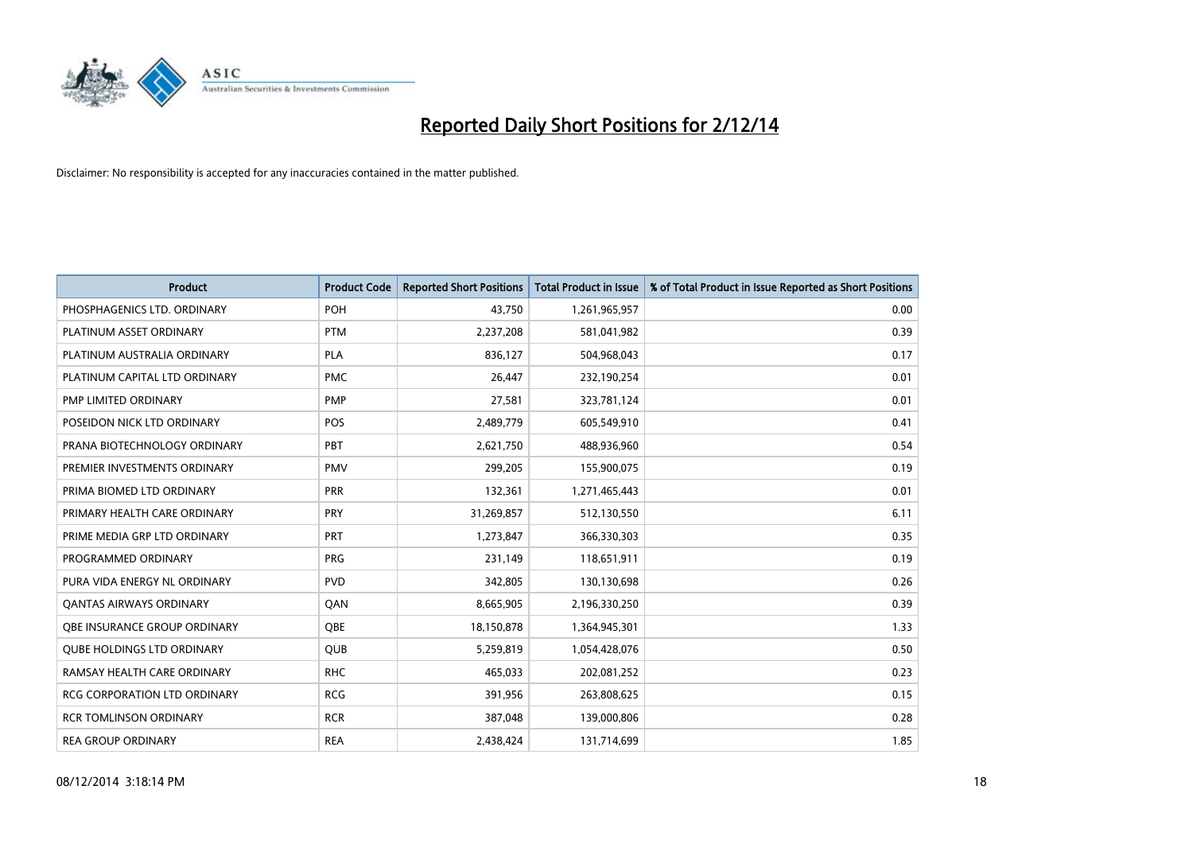# Reported Daily Short Positions for 2/12/14

Disclaimer: No responsibility is accepted for any inaccuracies contained in the matter published.

| Product | Product Code | Reported Short Positions | Total Product in Issue | % of Total Product in Issue Reported as Short Positions |
|---|---|---|---|---|
| PHOSPHAGENICS LTD. ORDINARY | POH | 43,750 | 1,261,965,957 | 0.00 |
| PLATINUM ASSET ORDINARY | PTM | 2,237,208 | 581,041,982 | 0.39 |
| PLATINUM AUSTRALIA ORDINARY | PLA | 836,127 | 504,968,043 | 0.17 |
| PLATINUM CAPITAL LTD ORDINARY | PMC | 26,447 | 232,190,254 | 0.01 |
| PMP LIMITED ORDINARY | PMP | 27,581 | 323,781,124 | 0.01 |
| POSEIDON NICK LTD ORDINARY | POS | 2,489,779 | 605,549,910 | 0.41 |
| PRANA BIOTECHNOLOGY ORDINARY | PBT | 2,621,750 | 488,936,960 | 0.54 |
| PREMIER INVESTMENTS ORDINARY | PMV | 299,205 | 155,900,075 | 0.19 |
| PRIMA BIOMED LTD ORDINARY | PRR | 132,361 | 1,271,465,443 | 0.01 |
| PRIMARY HEALTH CARE ORDINARY | PRY | 31,269,857 | 512,130,550 | 6.11 |
| PRIME MEDIA GRP LTD ORDINARY | PRT | 1,273,847 | 366,330,303 | 0.35 |
| PROGRAMMED ORDINARY | PRG | 231,149 | 118,651,911 | 0.19 |
| PURA VIDA ENERGY NL ORDINARY | PVD | 342,805 | 130,130,698 | 0.26 |
| QANTAS AIRWAYS ORDINARY | QAN | 8,665,905 | 2,196,330,250 | 0.39 |
| QBE INSURANCE GROUP ORDINARY | QBE | 18,150,878 | 1,364,945,301 | 1.33 |
| QUBE HOLDINGS LTD ORDINARY | QUB | 5,259,819 | 1,054,428,076 | 0.50 |
| RAMSAY HEALTH CARE ORDINARY | RHC | 465,033 | 202,081,252 | 0.23 |
| RCG CORPORATION LTD ORDINARY | RCG | 391,956 | 263,808,625 | 0.15 |
| RCR TOMLINSON ORDINARY | RCR | 387,048 | 139,000,806 | 0.28 |
| REA GROUP ORDINARY | REA | 2,438,424 | 131,714,699 | 1.85 |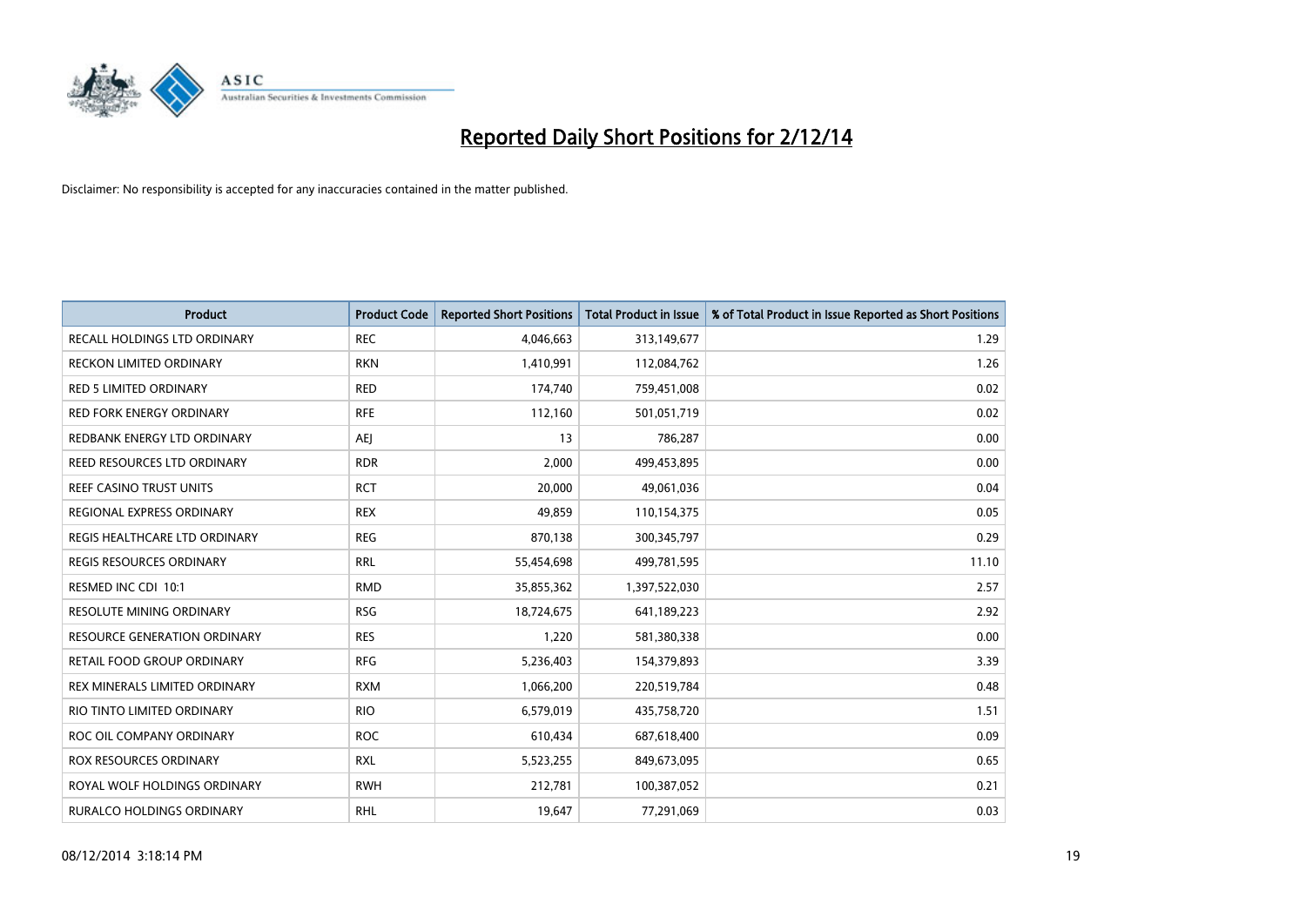# Reported Daily Short Positions for 2/12/14

Disclaimer: No responsibility is accepted for any inaccuracies contained in the matter published.

| Product | Product Code | Reported Short Positions | Total Product in Issue | % of Total Product in Issue Reported as Short Positions |
|---|---|---|---|---|
| RECALL HOLDINGS LTD ORDINARY | REC | 4,046,663 | 313,149,677 | 1.29 |
| RECKON LIMITED ORDINARY | RKN | 1,410,991 | 112,084,762 | 1.26 |
| RED 5 LIMITED ORDINARY | RED | 174,740 | 759,451,008 | 0.02 |
| RED FORK ENERGY ORDINARY | RFE | 112,160 | 501,051,719 | 0.02 |
| REDBANK ENERGY LTD ORDINARY | AEJ | 13 | 786,287 | 0.00 |
| REED RESOURCES LTD ORDINARY | RDR | 2,000 | 499,453,895 | 0.00 |
| REEF CASINO TRUST UNITS | RCT | 20,000 | 49,061,036 | 0.04 |
| REGIONAL EXPRESS ORDINARY | REX | 49,859 | 110,154,375 | 0.05 |
| REGIS HEALTHCARE LTD ORDINARY | REG | 870,138 | 300,345,797 | 0.29 |
| REGIS RESOURCES ORDINARY | RRL | 55,454,698 | 499,781,595 | 11.10 |
| RESMED INC CDI 10:1 | RMD | 35,855,362 | 1,397,522,030 | 2.57 |
| RESOLUTE MINING ORDINARY | RSG | 18,724,675 | 641,189,223 | 2.92 |
| RESOURCE GENERATION ORDINARY | RES | 1,220 | 581,380,338 | 0.00 |
| RETAIL FOOD GROUP ORDINARY | RFG | 5,236,403 | 154,379,893 | 3.39 |
| REX MINERALS LIMITED ORDINARY | RXM | 1,066,200 | 220,519,784 | 0.48 |
| RIO TINTO LIMITED ORDINARY | RIO | 6,579,019 | 435,758,720 | 1.51 |
| ROC OIL COMPANY ORDINARY | ROC | 610,434 | 687,618,400 | 0.09 |
| ROX RESOURCES ORDINARY | RXL | 5,523,255 | 849,673,095 | 0.65 |
| ROYAL WOLF HOLDINGS ORDINARY | RWH | 212,781 | 100,387,052 | 0.21 |
| RURALCO HOLDINGS ORDINARY | RHL | 19,647 | 77,291,069 | 0.03 |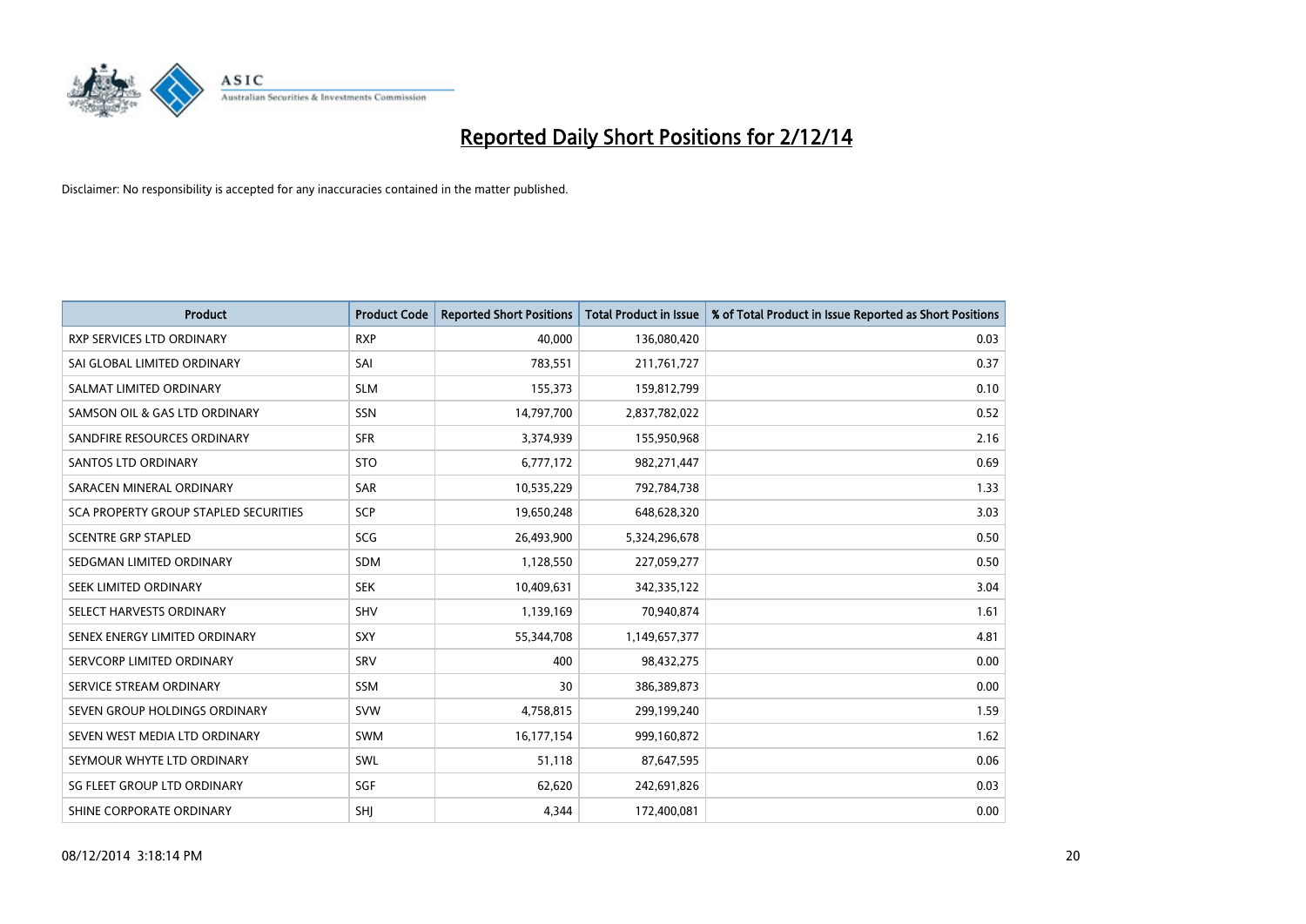# Reported Daily Short Positions for 2/12/14

Disclaimer: No responsibility is accepted for any inaccuracies contained in the matter published.

| Product | Product Code | Reported Short Positions | Total Product in Issue | % of Total Product in Issue Reported as Short Positions |
|---|---|---|---|---|
| RXP SERVICES LTD ORDINARY | RXP | 40,000 | 136,080,420 | 0.03 |
| SAI GLOBAL LIMITED ORDINARY | SAI | 783,551 | 211,761,727 | 0.37 |
| SALMAT LIMITED ORDINARY | SLM | 155,373 | 159,812,799 | 0.10 |
| SAMSON OIL & GAS LTD ORDINARY | SSN | 14,797,700 | 2,837,782,022 | 0.52 |
| SANDFIRE RESOURCES ORDINARY | SFR | 3,374,939 | 155,950,968 | 2.16 |
| SANTOS LTD ORDINARY | STO | 6,777,172 | 982,271,447 | 0.69 |
| SARACEN MINERAL ORDINARY | SAR | 10,535,229 | 792,784,738 | 1.33 |
| SCA PROPERTY GROUP STAPLED SECURITIES | SCP | 19,650,248 | 648,628,320 | 3.03 |
| SCENTRE GRP STAPLED | SCG | 26,493,900 | 5,324,296,678 | 0.50 |
| SEDGMAN LIMITED ORDINARY | SDM | 1,128,550 | 227,059,277 | 0.50 |
| SEEK LIMITED ORDINARY | SEK | 10,409,631 | 342,335,122 | 3.04 |
| SELECT HARVESTS ORDINARY | SHV | 1,139,169 | 70,940,874 | 1.61 |
| SENEX ENERGY LIMITED ORDINARY | SXY | 55,344,708 | 1,149,657,377 | 4.81 |
| SERVCORP LIMITED ORDINARY | SRV | 400 | 98,432,275 | 0.00 |
| SERVICE STREAM ORDINARY | SSM | 30 | 386,389,873 | 0.00 |
| SEVEN GROUP HOLDINGS ORDINARY | SVW | 4,758,815 | 299,199,240 | 1.59 |
| SEVEN WEST MEDIA LTD ORDINARY | SWM | 16,177,154 | 999,160,872 | 1.62 |
| SEYMOUR WHYTE LTD ORDINARY | SWL | 51,118 | 87,647,595 | 0.06 |
| SG FLEET GROUP LTD ORDINARY | SGF | 62,620 | 242,691,826 | 0.03 |
| SHINE CORPORATE ORDINARY | SHJ | 4,344 | 172,400,081 | 0.00 |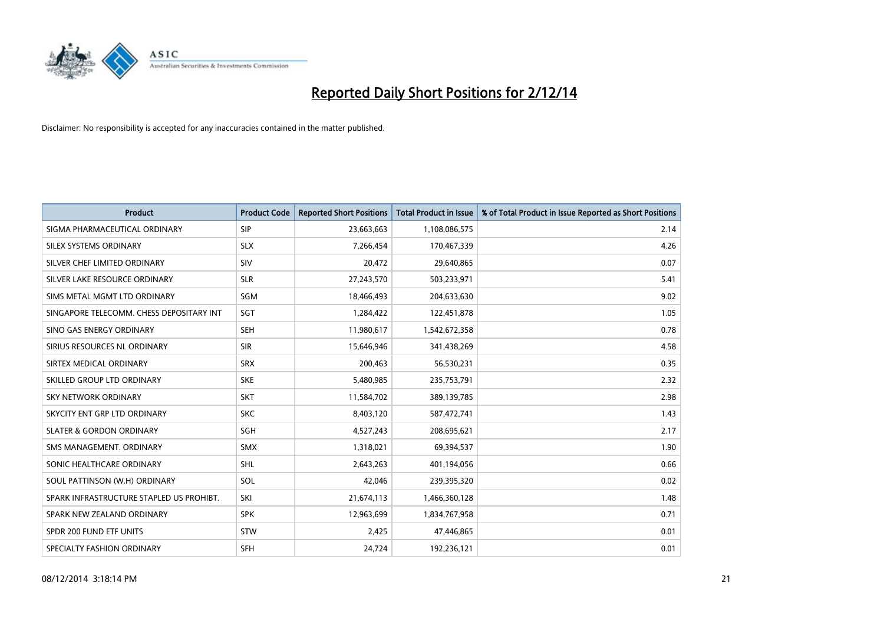# Reported Daily Short Positions for 2/12/14

Disclaimer: No responsibility is accepted for any inaccuracies contained in the matter published.

| Product | Product Code | Reported Short Positions | Total Product in Issue | % of Total Product in Issue Reported as Short Positions |
|---|---|---|---|---|
| SIGMA PHARMACEUTICAL ORDINARY | SIP | 23,663,663 | 1,108,086,575 | 2.14 |
| SILEX SYSTEMS ORDINARY | SLX | 7,266,454 | 170,467,339 | 4.26 |
| SILVER CHEF LIMITED ORDINARY | SIV | 20,472 | 29,640,865 | 0.07 |
| SILVER LAKE RESOURCE ORDINARY | SLR | 27,243,570 | 503,233,971 | 5.41 |
| SIMS METAL MGMT LTD ORDINARY | SGM | 18,466,493 | 204,633,630 | 9.02 |
| SINGAPORE TELECOMM. CHESS DEPOSITARY INT | SGT | 1,284,422 | 122,451,878 | 1.05 |
| SINO GAS ENERGY ORDINARY | SEH | 11,980,617 | 1,542,672,358 | 0.78 |
| SIRIUS RESOURCES NL ORDINARY | SIR | 15,646,946 | 341,438,269 | 4.58 |
| SIRTEX MEDICAL ORDINARY | SRX | 200,463 | 56,530,231 | 0.35 |
| SKILLED GROUP LTD ORDINARY | SKE | 5,480,985 | 235,753,791 | 2.32 |
| SKY NETWORK ORDINARY | SKT | 11,584,702 | 389,139,785 | 2.98 |
| SKYCITY ENT GRP LTD ORDINARY | SKC | 8,403,120 | 587,472,741 | 1.43 |
| SLATER & GORDON ORDINARY | SGH | 4,527,243 | 208,695,621 | 2.17 |
| SMS MANAGEMENT. ORDINARY | SMX | 1,318,021 | 69,394,537 | 1.90 |
| SONIC HEALTHCARE ORDINARY | SHL | 2,643,263 | 401,194,056 | 0.66 |
| SOUL PATTINSON (W.H) ORDINARY | SOL | 42,046 | 239,395,320 | 0.02 |
| SPARK INFRASTRUCTURE STAPLED US PROHIBT. | SKI | 21,674,113 | 1,466,360,128 | 1.48 |
| SPARK NEW ZEALAND ORDINARY | SPK | 12,963,699 | 1,834,767,958 | 0.71 |
| SPDR 200 FUND ETF UNITS | STW | 2,425 | 47,446,865 | 0.01 |
| SPECIALTY FASHION ORDINARY | SFH | 24,724 | 192,236,121 | 0.01 |

08/12/2014 3:18:14 PM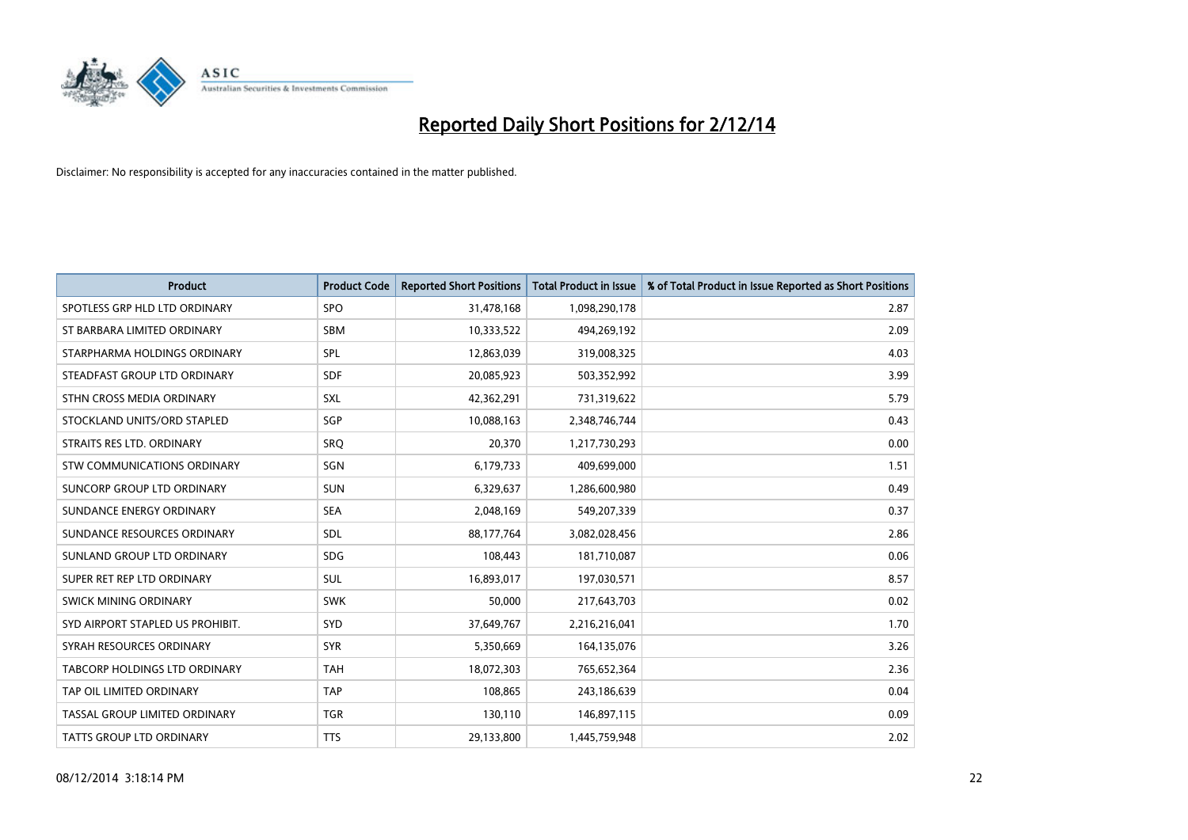# Reported Daily Short Positions for 2/12/14

Disclaimer: No responsibility is accepted for any inaccuracies contained in the matter published.

| Product | Product Code | Reported Short Positions | Total Product in Issue | % of Total Product in Issue Reported as Short Positions |
|---|---|---|---|---|
| SPOTLESS GRP HLD LTD ORDINARY | SPO | 31,478,168 | 1,098,290,178 | 2.87 |
| ST BARBARA LIMITED ORDINARY | SBM | 10,333,522 | 494,269,192 | 2.09 |
| STARPHARMA HOLDINGS ORDINARY | SPL | 12,863,039 | 319,008,325 | 4.03 |
| STEADFAST GROUP LTD ORDINARY | SDF | 20,085,923 | 503,352,992 | 3.99 |
| STHN CROSS MEDIA ORDINARY | SXL | 42,362,291 | 731,319,622 | 5.79 |
| STOCKLAND UNITS/ORD STAPLED | SGP | 10,088,163 | 2,348,746,744 | 0.43 |
| STRAITS RES LTD. ORDINARY | SRQ | 20,370 | 1,217,730,293 | 0.00 |
| STW COMMUNICATIONS ORDINARY | SGN | 6,179,733 | 409,699,000 | 1.51 |
| SUNCORP GROUP LTD ORDINARY | SUN | 6,329,637 | 1,286,600,980 | 0.49 |
| SUNDANCE ENERGY ORDINARY | SEA | 2,048,169 | 549,207,339 | 0.37 |
| SUNDANCE RESOURCES ORDINARY | SDL | 88,177,764 | 3,082,028,456 | 2.86 |
| SUNLAND GROUP LTD ORDINARY | SDG | 108,443 | 181,710,087 | 0.06 |
| SUPER RET REP LTD ORDINARY | SUL | 16,893,017 | 197,030,571 | 8.57 |
| SWICK MINING ORDINARY | SWK | 50,000 | 217,643,703 | 0.02 |
| SYD AIRPORT STAPLED US PROHIBIT. | SYD | 37,649,767 | 2,216,216,041 | 1.70 |
| SYRAH RESOURCES ORDINARY | SYR | 5,350,669 | 164,135,076 | 3.26 |
| TABCORP HOLDINGS LTD ORDINARY | TAH | 18,072,303 | 765,652,364 | 2.36 |
| TAP OIL LIMITED ORDINARY | TAP | 108,865 | 243,186,639 | 0.04 |
| TASSAL GROUP LIMITED ORDINARY | TGR | 130,110 | 146,897,115 | 0.09 |
| TATTS GROUP LTD ORDINARY | TTS | 29,133,800 | 1,445,759,948 | 2.02 |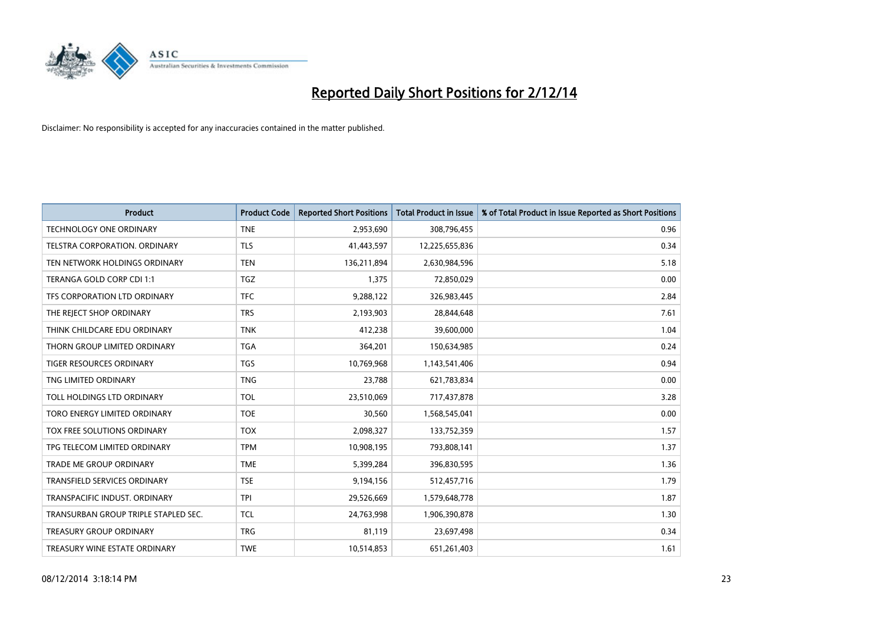# Reported Daily Short Positions for 2/12/14

Disclaimer: No responsibility is accepted for any inaccuracies contained in the matter published.

| Product | Product Code | Reported Short Positions | Total Product in Issue | % of Total Product in Issue Reported as Short Positions |
|---|---|---|---|---|
| TECHNOLOGY ONE ORDINARY | TNE | 2,953,690 | 308,796,455 | 0.96 |
| TELSTRA CORPORATION. ORDINARY | TLS | 41,443,597 | 12,225,655,836 | 0.34 |
| TEN NETWORK HOLDINGS ORDINARY | TEN | 136,211,894 | 2,630,984,596 | 5.18 |
| TERANGA GOLD CORP CDI 1:1 | TGZ | 1,375 | 72,850,029 | 0.00 |
| TFS CORPORATION LTD ORDINARY | TFC | 9,288,122 | 326,983,445 | 2.84 |
| THE REJECT SHOP ORDINARY | TRS | 2,193,903 | 28,844,648 | 7.61 |
| THINK CHILDCARE EDU ORDINARY | TNK | 412,238 | 39,600,000 | 1.04 |
| THORN GROUP LIMITED ORDINARY | TGA | 364,201 | 150,634,985 | 0.24 |
| TIGER RESOURCES ORDINARY | TGS | 10,769,968 | 1,143,541,406 | 0.94 |
| TNG LIMITED ORDINARY | TNG | 23,788 | 621,783,834 | 0.00 |
| TOLL HOLDINGS LTD ORDINARY | TOL | 23,510,069 | 717,437,878 | 3.28 |
| TORO ENERGY LIMITED ORDINARY | TOE | 30,560 | 1,568,545,041 | 0.00 |
| TOX FREE SOLUTIONS ORDINARY | TOX | 2,098,327 | 133,752,359 | 1.57 |
| TPG TELECOM LIMITED ORDINARY | TPM | 10,908,195 | 793,808,141 | 1.37 |
| TRADE ME GROUP ORDINARY | TME | 5,399,284 | 396,830,595 | 1.36 |
| TRANSFIELD SERVICES ORDINARY | TSE | 9,194,156 | 512,457,716 | 1.79 |
| TRANSPACIFIC INDUST. ORDINARY | TPI | 29,526,669 | 1,579,648,778 | 1.87 |
| TRANSURBAN GROUP TRIPLE STAPLED SEC. | TCL | 24,763,998 | 1,906,390,878 | 1.30 |
| TREASURY GROUP ORDINARY | TRG | 81,119 | 23,697,498 | 0.34 |
| TREASURY WINE ESTATE ORDINARY | TWE | 10,514,853 | 651,261,403 | 1.61 |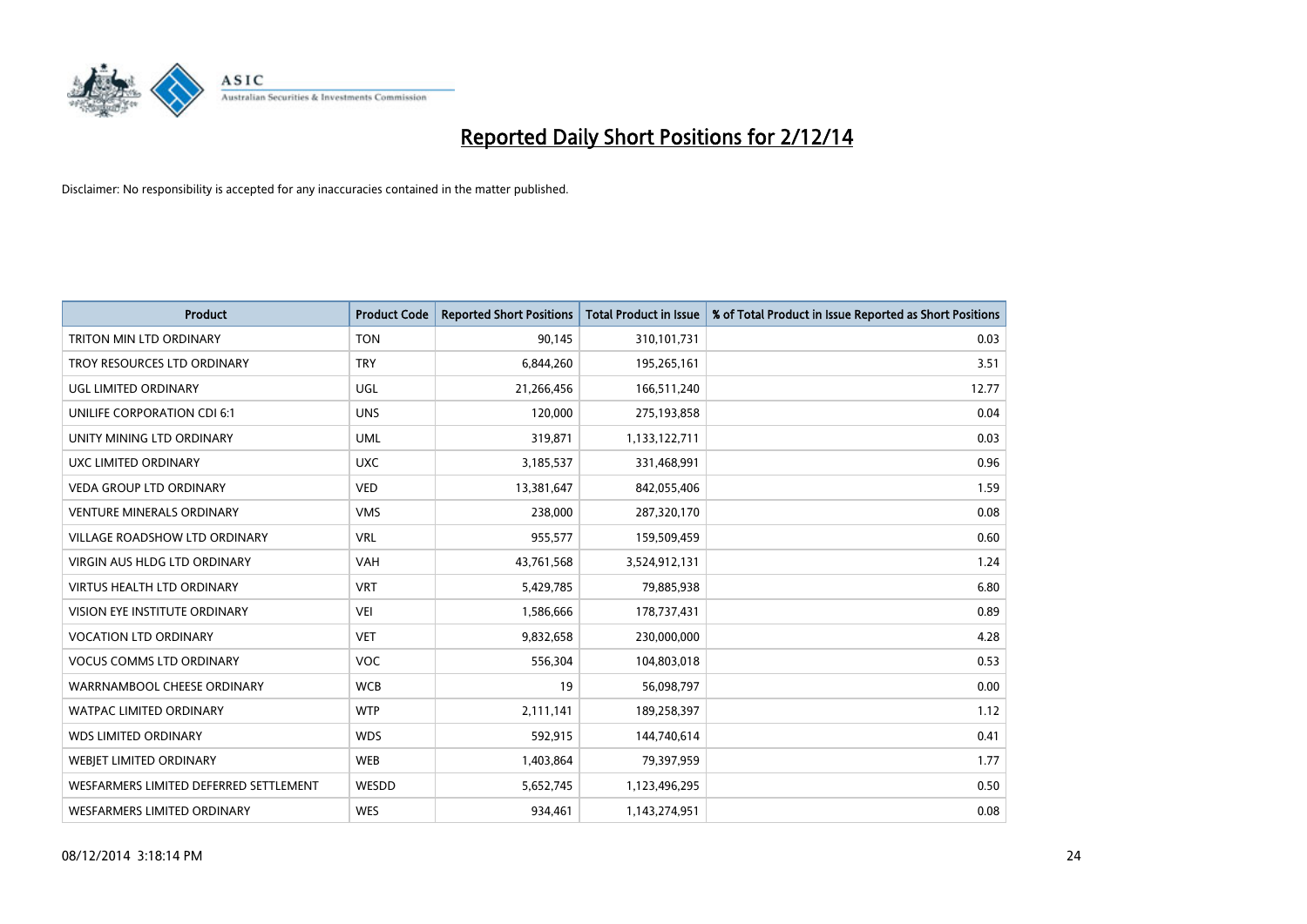# Reported Daily Short Positions for 2/12/14

Disclaimer: No responsibility is accepted for any inaccuracies contained in the matter published.

| Product | Product Code | Reported Short Positions | Total Product in Issue | % of Total Product in Issue Reported as Short Positions |
|---|---|---|---|---|
| TRITON MIN LTD ORDINARY | TON | 90,145 | 310,101,731 | 0.03 |
| TROY RESOURCES LTD ORDINARY | TRY | 6,844,260 | 195,265,161 | 3.51 |
| UGL LIMITED ORDINARY | UGL | 21,266,456 | 166,511,240 | 12.77 |
| UNILIFE CORPORATION CDI 6:1 | UNS | 120,000 | 275,193,858 | 0.04 |
| UNITY MINING LTD ORDINARY | UML | 319,871 | 1,133,122,711 | 0.03 |
| UXC LIMITED ORDINARY | UXC | 3,185,537 | 331,468,991 | 0.96 |
| VEDA GROUP LTD ORDINARY | VED | 13,381,647 | 842,055,406 | 1.59 |
| VENTURE MINERALS ORDINARY | VMS | 238,000 | 287,320,170 | 0.08 |
| VILLAGE ROADSHOW LTD ORDINARY | VRL | 955,577 | 159,509,459 | 0.60 |
| VIRGIN AUS HLDG LTD ORDINARY | VAH | 43,761,568 | 3,524,912,131 | 1.24 |
| VIRTUS HEALTH LTD ORDINARY | VRT | 5,429,785 | 79,885,938 | 6.80 |
| VISION EYE INSTITUTE ORDINARY | VEI | 1,586,666 | 178,737,431 | 0.89 |
| VOCATION LTD ORDINARY | VET | 9,832,658 | 230,000,000 | 4.28 |
| VOCUS COMMS LTD ORDINARY | VOC | 556,304 | 104,803,018 | 0.53 |
| WARRNAMBOOL CHEESE ORDINARY | WCB | 19 | 56,098,797 | 0.00 |
| WATPAC LIMITED ORDINARY | WTP | 2,111,141 | 189,258,397 | 1.12 |
| WDS LIMITED ORDINARY | WDS | 592,915 | 144,740,614 | 0.41 |
| WEBJET LIMITED ORDINARY | WEB | 1,403,864 | 79,397,959 | 1.77 |
| WESFARMERS LIMITED DEFERRED SETTLEMENT | WESDD | 5,652,745 | 1,123,496,295 | 0.50 |
| WESFARMERS LIMITED ORDINARY | WES | 934,461 | 1,143,274,951 | 0.08 |

08/12/2014 3:18:14 PM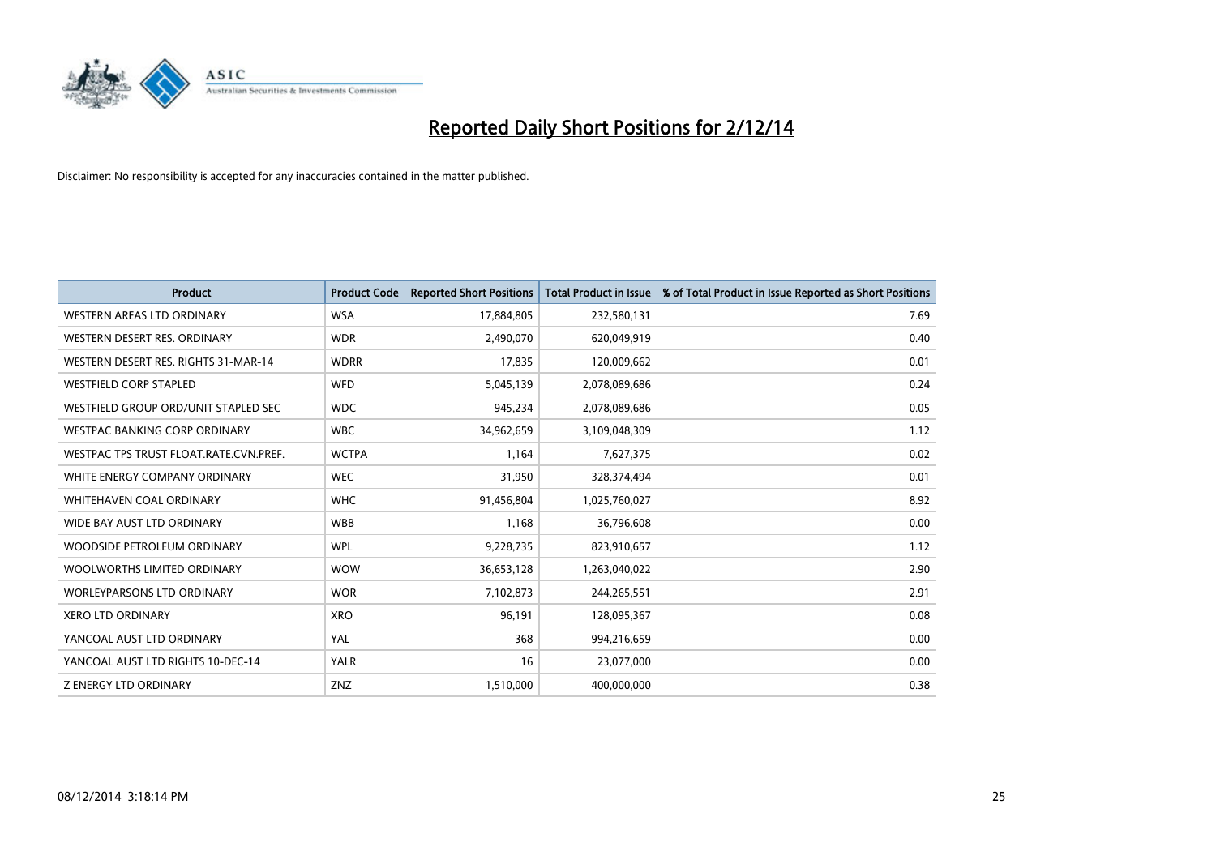# Reported Daily Short Positions for 2/12/14

Disclaimer: No responsibility is accepted for any inaccuracies contained in the matter published.

| Product | Product Code | Reported Short Positions | Total Product in Issue | % of Total Product in Issue Reported as Short Positions |
|---|---|---|---|---|
| WESTERN AREAS LTD ORDINARY | WSA | 17,884,805 | 232,580,131 | 7.69 |
| WESTERN DESERT RES. ORDINARY | WDR | 2,490,070 | 620,049,919 | 0.40 |
| WESTERN DESERT RES. RIGHTS 31-MAR-14 | WDRR | 17,835 | 120,009,662 | 0.01 |
| WESTFIELD CORP STAPLED | WFD | 5,045,139 | 2,078,089,686 | 0.24 |
| WESTFIELD GROUP ORD/UNIT STAPLED SEC | WDC | 945,234 | 2,078,089,686 | 0.05 |
| WESTPAC BANKING CORP ORDINARY | WBC | 34,962,659 | 3,109,048,309 | 1.12 |
| WESTPAC TPS TRUST FLOAT.RATE.CVN.PREF. | WCTPA | 1,164 | 7,627,375 | 0.02 |
| WHITE ENERGY COMPANY ORDINARY | WEC | 31,950 | 328,374,494 | 0.01 |
| WHITEHAVEN COAL ORDINARY | WHC | 91,456,804 | 1,025,760,027 | 8.92 |
| WIDE BAY AUST LTD ORDINARY | WBB | 1,168 | 36,796,608 | 0.00 |
| WOODSIDE PETROLEUM ORDINARY | WPL | 9,228,735 | 823,910,657 | 1.12 |
| WOOLWORTHS LIMITED ORDINARY | WOW | 36,653,128 | 1,263,040,022 | 2.90 |
| WORLEYPARSONS LTD ORDINARY | WOR | 7,102,873 | 244,265,551 | 2.91 |
| XERO LTD ORDINARY | XRO | 96,191 | 128,095,367 | 0.08 |
| YANCOAL AUST LTD ORDINARY | YAL | 368 | 994,216,659 | 0.00 |
| YANCOAL AUST LTD RIGHTS 10-DEC-14 | YALR | 16 | 23,077,000 | 0.00 |
| Z ENERGY LTD ORDINARY | ZNZ | 1,510,000 | 400,000,000 | 0.38 |